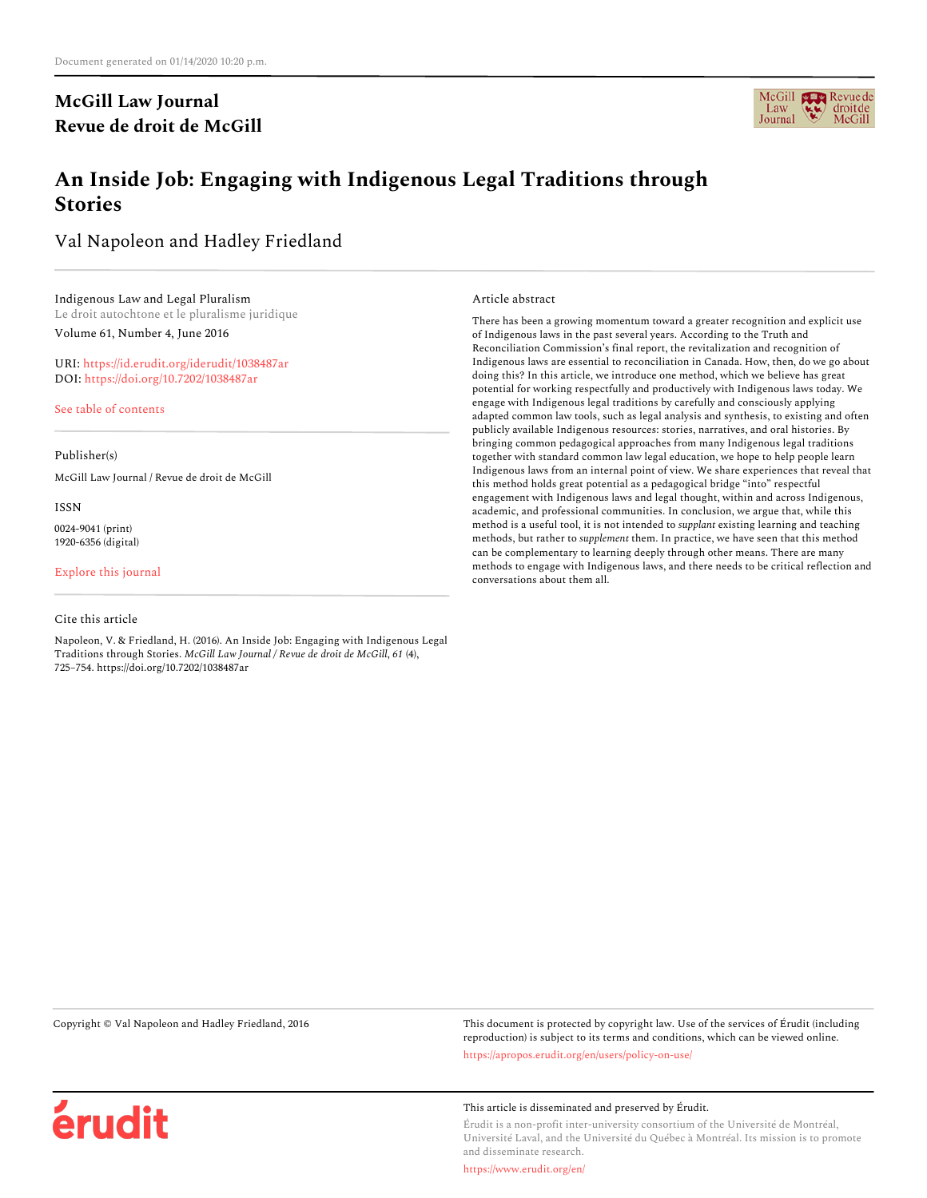Document generated on 01/14/2020 10:20 p.m.

**McGill Law Journal**
**Revue de droit de McGill**

# An Inside Job: Engaging with Indigenous Legal Traditions through Stories

Val Napoleon and Hadley Friedland

Indigenous Law and Legal Pluralism
Le droit autochtone et le pluralisme juridique
Volume 61, Number 4, June 2016

URI: https://id.erudit.org/iderudit/1038487ar
DOI: https://doi.org/10.7202/1038487ar

See table of contents

Publisher(s)

McGill Law Journal / Revue de droit de McGill

ISSN

0024-9041 (print)
1920-6356 (digital)

Explore this journal

Cite this article

Napoleon, V. & Friedland, H. (2016). An Inside Job: Engaging with Indigenous Legal Traditions through Stories. *McGill Law Journal / Revue de droit de McGill*, *61* (4), 725–754. https://doi.org/10.7202/1038487ar

Article abstract

There has been a growing momentum toward a greater recognition and explicit use of Indigenous laws in the past several years. According to the Truth and Reconciliation Commission's final report, the revitalization and recognition of Indigenous laws are essential to reconciliation in Canada. How, then, do we go about doing this? In this article, we introduce one method, which we believe has great potential for working respectfully and productively with Indigenous laws today. We engage with Indigenous legal traditions by carefully and consciously applying adapted common law tools, such as legal analysis and synthesis, to existing and often publicly available Indigenous resources: stories, narratives, and oral histories. By bringing common pedagogical approaches from many Indigenous legal traditions together with standard common law legal education, we hope to help people learn Indigenous laws from an internal point of view. We share experiences that reveal that this method holds great potential as a pedagogical bridge "into" respectful engagement with Indigenous laws and legal thought, within and across Indigenous, academic, and professional communities. In conclusion, we argue that, while this method is a useful tool, it is not intended to *supplant* existing learning and teaching methods, but rather to *supplement* them. In practice, we have seen that this method can be complementary to learning deeply through other means. There are many methods to engage with Indigenous laws, and there needs to be critical reflection and conversations about them all.

Copyright © Val Napoleon and Hadley Friedland, 2016

This document is protected by copyright law. Use of the services of Érudit (including reproduction) is subject to its terms and conditions, which can be viewed online.

https://apropos.erudit.org/en/users/policy-on-use/

érudit

This article is disseminated and preserved by Érudit.

Érudit is a non-profit inter-university consortium of the Université de Montréal, Université Laval, and the Université du Québec à Montréal. Its mission is to promote and disseminate research.

https://www.erudit.org/en/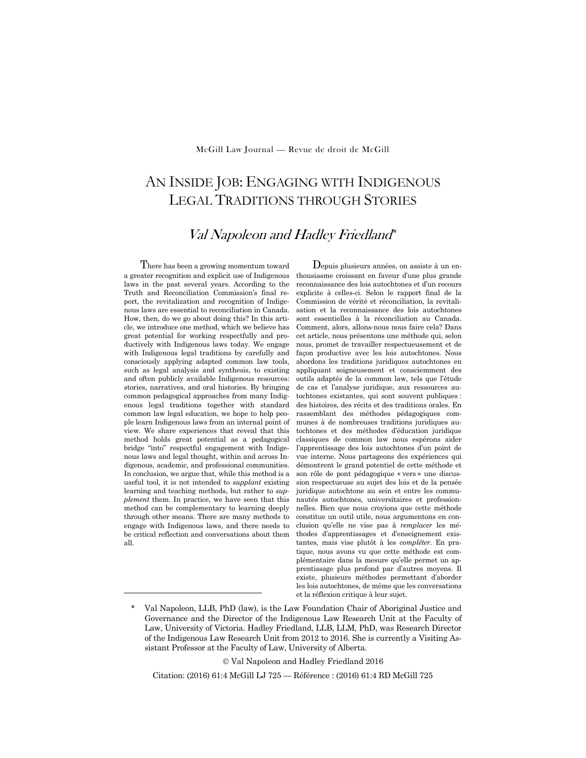McGill Law Journal — Revue de droit de McGill

# An Inside Job: Engaging with Indigenous Legal Traditions through Stories

## *Val Napoleon and Hadley Friedland*\*

There has been a growing momentum toward a greater recognition and explicit use of Indigenous laws in the past several years. According to the Truth and Reconciliation Commission's final report, the revitalization and recognition of Indigenous laws are essential to reconciliation in Canada. How, then, do we go about doing this? In this article, we introduce one method, which we believe has great potential for working respectfully and productively with Indigenous laws today. We engage with Indigenous legal traditions by carefully and consciously applying adapted common law tools, such as legal analysis and synthesis, to existing and often publicly available Indigenous resources: stories, narratives, and oral histories. By bringing common pedagogical approaches from many Indigenous legal traditions together with standard common law legal education, we hope to help people learn Indigenous laws from an internal point of view. We share experiences that reveal that this method holds great potential as a pedagogical bridge "into" respectful engagement with Indigenous laws and legal thought, within and across Indigenous, academic, and professional communities. In conclusion, we argue that, while this method is a useful tool, it is not intended to *supplant* existing learning and teaching methods, but rather to *supplement* them. In practice, we have seen that this method can be complementary to learning deeply through other means. There are many methods to engage with Indigenous laws, and there needs to be critical reflection and conversations about them all.

Depuis plusieurs années, on assiste à un enthousiasme croissant en faveur d'une plus grande reconnaissance des lois autochtones et d'un recours explicite à celles-ci. Selon le rapport final de la Commission de vérité et réconciliation, la revitalisation et la reconnaissance des lois autochtones sont essentielles à la réconciliation au Canada. Comment, alors, allons-nous nous faire cela? Dans cet article, nous présentons une méthode qui, selon nous, promet de travailler respectueusement et de façon productive avec les lois autochtones. Nous abordons les traditions juridiques autochtones en appliquant soigneusement et consciemment des outils adaptés de la common law, tels que l'étude de cas et l'analyse juridique, aux ressources autochtones existantes, qui sont souvent publiques : des histoires, des récits et des traditions orales. En rassemblant des méthodes pédagogiques communes à de nombreuses traditions juridiques autochtones et des méthodes d'éducation juridique classiques de common law nous espérons aider l'apprentissage des lois autochtones d'un point de vue interne. Nous partageons des expériences qui démontrent le grand potentiel de cette méthode et son rôle de pont pédagogique « vers » une discussion respectueuse au sujet des lois et de la pensée juridique autochtone au sein et entre les communautés autochtones, universitaires et professionnelles. Bien que nous croyions que cette méthode constitue un outil utile, nous argumentons en conclusion qu'elle ne vise pas à *remplacer* les méthodes d'apprentissages et d'enseignement existantes, mais vise plutôt à les *compléter*. En pratique, nous avons vu que cette méthode est complémentaire dans la mesure qu'elle permet un apprentissage plus profond par d'autres moyens. Il existe, plusieurs méthodes permettant d'aborder les lois autochtones, de même que les conversations et la réflexion critique à leur sujet.

\* Val Napoleon, LLB, PhD (law), is the Law Foundation Chair of Aboriginal Justice and Governance and the Director of the Indigenous Law Research Unit at the Faculty of Law, University of Victoria. Hadley Friedland, LLB, LLM, PhD, was Research Director of the Indigenous Law Research Unit from 2012 to 2016. She is currently a Visiting Assistant Professor at the Faculty of Law, University of Alberta.

© Val Napoleon and Hadley Friedland 2016

Citation: (2016) 61:4 McGill LJ 725 — Référence : (2016) 61:4 RD McGill 725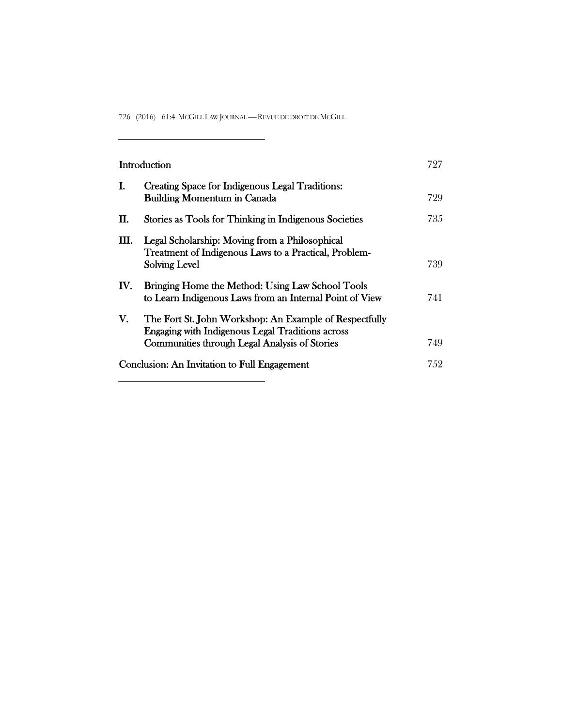| | | |
|---|---|---|
| Introduction | | 727 |
| I. | Creating Space for Indigenous Legal Traditions: Building Momentum in Canada | 729 |
| II. | Stories as Tools for Thinking in Indigenous Societies | 735 |
| III. | Legal Scholarship: Moving from a Philosophical Treatment of Indigenous Laws to a Practical, Problem-Solving Level | 739 |
| IV. | Bringing Home the Method: Using Law School Tools to Learn Indigenous Laws from an Internal Point of View | 741 |
| V. | The Fort St. John Workshop: An Example of Respectfully Engaging with Indigenous Legal Traditions across Communities through Legal Analysis of Stories | 749 |
| Conclusion: An Invitation to Full Engagement | | 752 |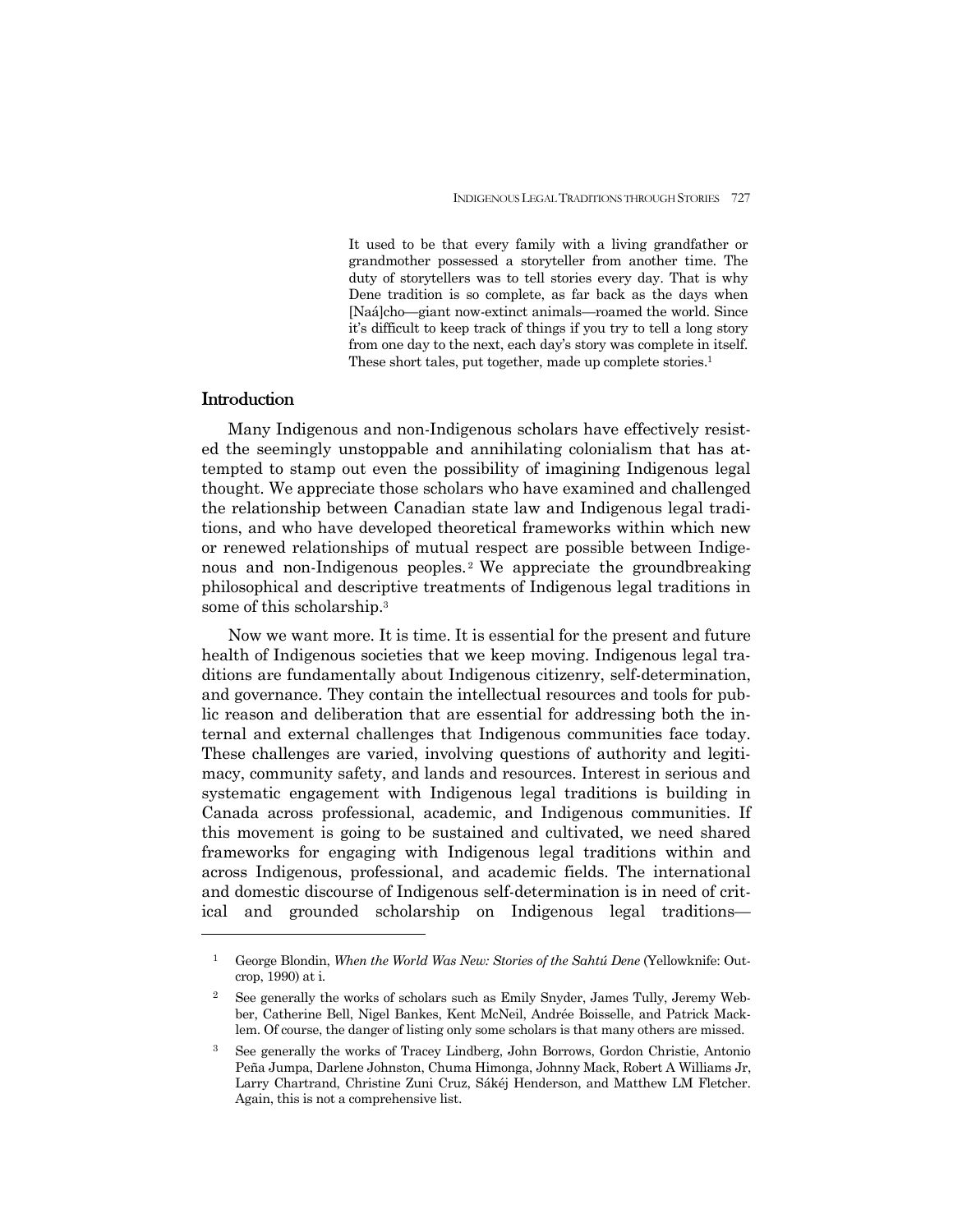> It used to be that every family with a living grandfather or grandmother possessed a storyteller from another time. The duty of storytellers was to tell stories every day. That is why Dene tradition is so complete, as far back as the days when [Naá]cho—giant now-extinct animals—roamed the world. Since it's difficult to keep track of things if you try to tell a long story from one day to the next, each day's story was complete in itself. These short tales, put together, made up complete stories.[1]

## Introduction

Many Indigenous and non-Indigenous scholars have effectively resisted the seemingly unstoppable and annihilating colonialism that has attempted to stamp out even the possibility of imagining Indigenous legal thought. We appreciate those scholars who have examined and challenged the relationship between Canadian state law and Indigenous legal traditions, and who have developed theoretical frameworks within which new or renewed relationships of mutual respect are possible between Indigenous and non-Indigenous peoples.[2] We appreciate the groundbreaking philosophical and descriptive treatments of Indigenous legal traditions in some of this scholarship.[3]

Now we want more. It is time. It is essential for the present and future health of Indigenous societies that we keep moving. Indigenous legal traditions are fundamentally about Indigenous citizenry, self-determination, and governance. They contain the intellectual resources and tools for public reason and deliberation that are essential for addressing both the internal and external challenges that Indigenous communities face today. These challenges are varied, involving questions of authority and legitimacy, community safety, and lands and resources. Interest in serious and systematic engagement with Indigenous legal traditions is building in Canada across professional, academic, and Indigenous communities. If this movement is going to be sustained and cultivated, we need shared frameworks for engaging with Indigenous legal traditions within and across Indigenous, professional, and academic fields. The international and domestic discourse of Indigenous self-determination is in need of critical and grounded scholarship on Indigenous legal traditions—

---

[1] George Blondin, *When the World Was New: Stories of the Sahtú Dene* (Yellowknife: Outcrop, 1990) at i.

[2] See generally the works of scholars such as Emily Snyder, James Tully, Jeremy Webber, Catherine Bell, Nigel Bankes, Kent McNeil, Andrée Boisselle, and Patrick Macklem. Of course, the danger of listing only some scholars is that many others are missed.

[3] See generally the works of Tracey Lindberg, John Borrows, Gordon Christie, Antonio Peña Jumpa, Darlene Johnston, Chuma Himonga, Johnny Mack, Robert A Williams Jr, Larry Chartrand, Christine Zuni Cruz, Sákéj Henderson, and Matthew LM Fletcher. Again, this is not a comprehensive list.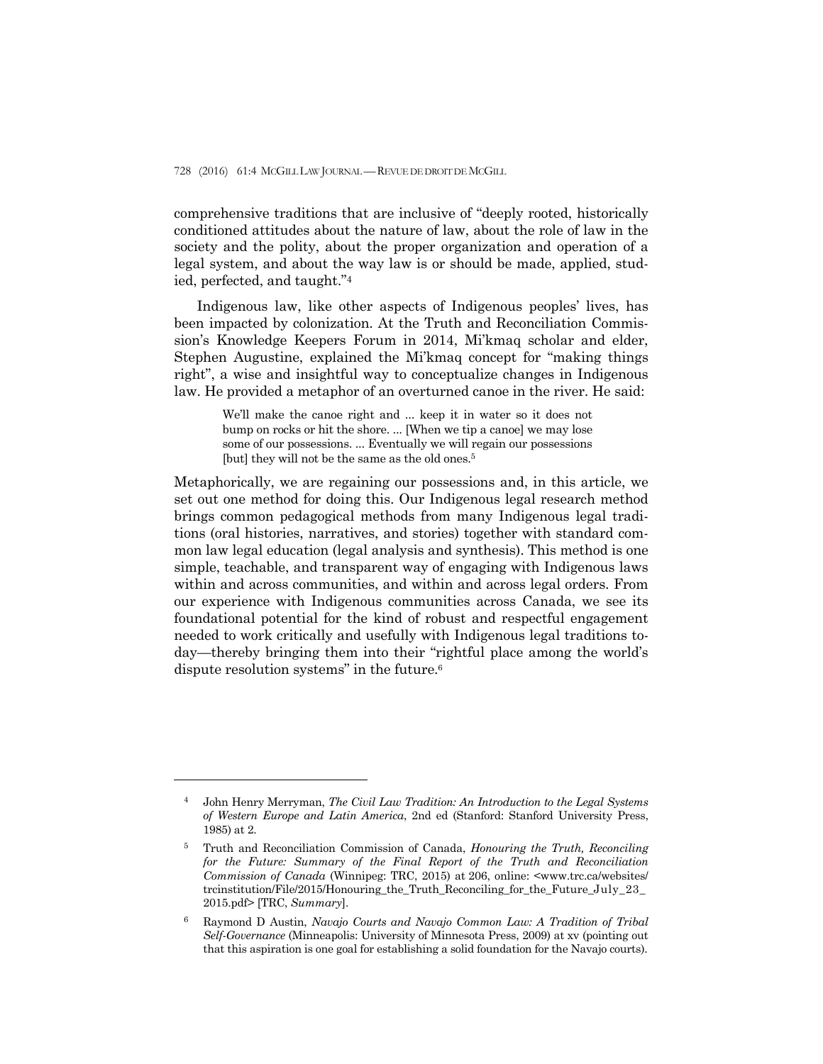comprehensive traditions that are inclusive of "deeply rooted, historically conditioned attitudes about the nature of law, about the role of law in the society and the polity, about the proper organization and operation of a legal system, and about the way law is or should be made, applied, studied, perfected, and taught."[4]

Indigenous law, like other aspects of Indigenous peoples' lives, has been impacted by colonization. At the Truth and Reconciliation Commission's Knowledge Keepers Forum in 2014, Mi'kmaq scholar and elder, Stephen Augustine, explained the Mi'kmaq concept for "making things right", a wise and insightful way to conceptualize changes in Indigenous law. He provided a metaphor of an overturned canoe in the river. He said:

> We'll make the canoe right and ... keep it in water so it does not bump on rocks or hit the shore. ... [When we tip a canoe] we may lose some of our possessions. ... Eventually we will regain our possessions [but] they will not be the same as the old ones.[5]

Metaphorically, we are regaining our possessions and, in this article, we set out one method for doing this. Our Indigenous legal research method brings common pedagogical methods from many Indigenous legal traditions (oral histories, narratives, and stories) together with standard common law legal education (legal analysis and synthesis). This method is one simple, teachable, and transparent way of engaging with Indigenous laws within and across communities, and within and across legal orders. From our experience with Indigenous communities across Canada, we see its foundational potential for the kind of robust and respectful engagement needed to work critically and usefully with Indigenous legal traditions today—thereby bringing them into their "rightful place among the world's dispute resolution systems" in the future.[6]

---

[4] John Henry Merryman, *The Civil Law Tradition: An Introduction to the Legal Systems of Western Europe and Latin America*, 2nd ed (Stanford: Stanford University Press, 1985) at 2.

[5] Truth and Reconciliation Commission of Canada, *Honouring the Truth, Reconciling for the Future: Summary of the Final Report of the Truth and Reconciliation Commission of Canada* (Winnipeg: TRC, 2015) at 206, online: <www.trc.ca/websites/trcinstitution/File/2015/Honouring_the_Truth_Reconciling_for_the_Future_July_23_2015.pdf> [TRC, *Summary*].

[6] Raymond D Austin, *Navajo Courts and Navajo Common Law: A Tradition of Tribal Self-Governance* (Minneapolis: University of Minnesota Press, 2009) at xv (pointing out that this aspiration is one goal for establishing a solid foundation for the Navajo courts).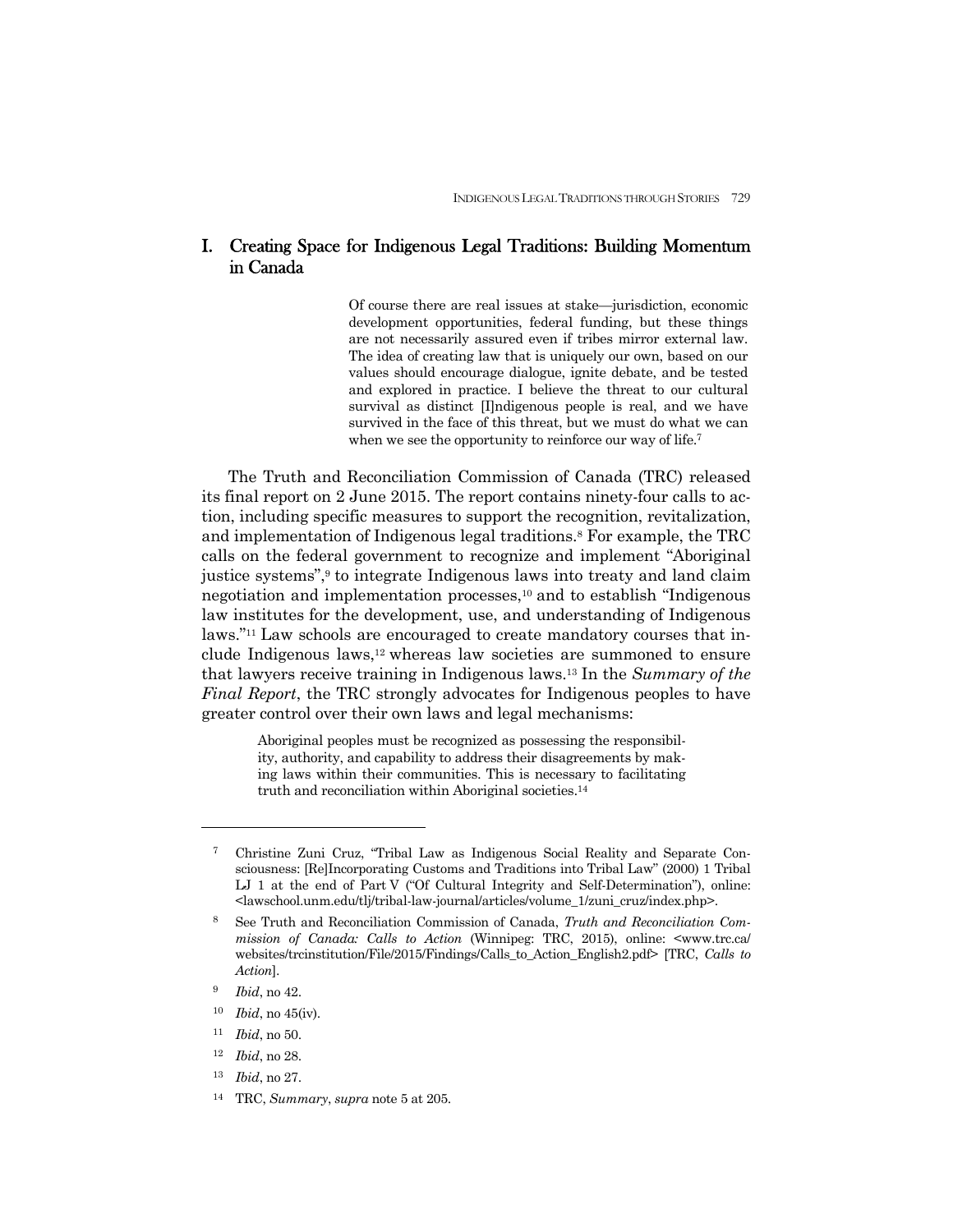## I. Creating Space for Indigenous Legal Traditions: Building Momentum in Canada

> Of course there are real issues at stake—jurisdiction, economic development opportunities, federal funding, but these things are not necessarily assured even if tribes mirror external law. The idea of creating law that is uniquely our own, based on our values should encourage dialogue, ignite debate, and be tested and explored in practice. I believe the threat to our cultural survival as distinct [I]ndigenous people is real, and we have survived in the face of this threat, but we must do what we can when we see the opportunity to reinforce our way of life.[7]

The Truth and Reconciliation Commission of Canada (TRC) released its final report on 2 June 2015. The report contains ninety-four calls to action, including specific measures to support the recognition, revitalization, and implementation of Indigenous legal traditions.[8] For example, the TRC calls on the federal government to recognize and implement "Aboriginal justice systems",[9] to integrate Indigenous laws into treaty and land claim negotiation and implementation processes,[10] and to establish "Indigenous law institutes for the development, use, and understanding of Indigenous laws."[11] Law schools are encouraged to create mandatory courses that include Indigenous laws,[12] whereas law societies are summoned to ensure that lawyers receive training in Indigenous laws.[13] In the *Summary of the Final Report*, the TRC strongly advocates for Indigenous peoples to have greater control over their own laws and legal mechanisms:

> Aboriginal peoples must be recognized as possessing the responsibility, authority, and capability to address their disagreements by making laws within their communities. This is necessary to facilitating truth and reconciliation within Aboriginal societies.[14]

---

[7] Christine Zuni Cruz, "Tribal Law as Indigenous Social Reality and Separate Consciousness: [Re]Incorporating Customs and Traditions into Tribal Law" (2000) 1 Tribal LJ 1 at the end of Part V ("Of Cultural Integrity and Self-Determination"), online: <lawschool.unm.edu/tlj/tribal-law-journal/articles/volume_1/zuni_cruz/index.php>.

[8] See Truth and Reconciliation Commission of Canada, *Truth and Reconciliation Commission of Canada: Calls to Action* (Winnipeg: TRC, 2015), online: <www.trc.ca/websites/trcinstitution/File/2015/Findings/Calls_to_Action_English2.pdf> [TRC, *Calls to Action*].

[9] *Ibid*, no 42.

[10] *Ibid*, no 45(iv).

[11] *Ibid*, no 50.

[12] *Ibid*, no 28.

[13] *Ibid*, no 27.

[14] TRC, *Summary*, *supra* note 5 at 205.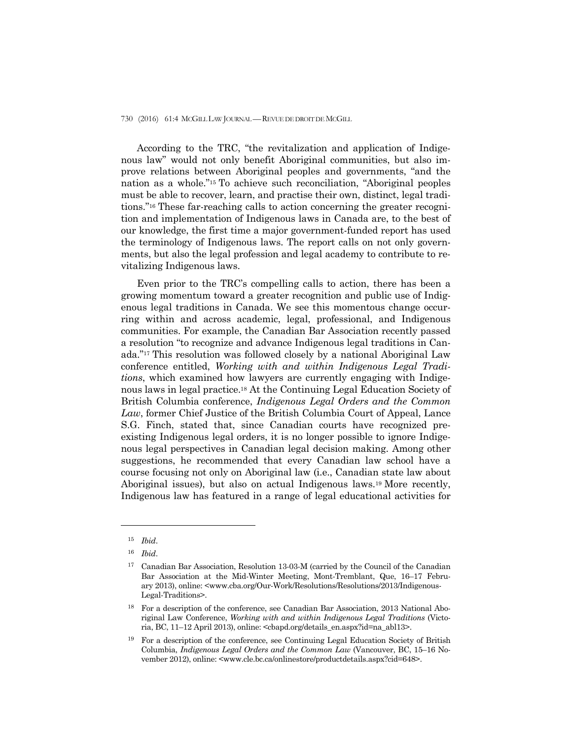According to the TRC, "the revitalization and application of Indigenous law" would not only benefit Aboriginal communities, but also improve relations between Aboriginal peoples and governments, "and the nation as a whole."[15] To achieve such reconciliation, "Aboriginal peoples must be able to recover, learn, and practise their own, distinct, legal traditions."[16] These far-reaching calls to action concerning the greater recognition and implementation of Indigenous laws in Canada are, to the best of our knowledge, the first time a major government-funded report has used the terminology of Indigenous laws. The report calls on not only governments, but also the legal profession and legal academy to contribute to revitalizing Indigenous laws.

Even prior to the TRC's compelling calls to action, there has been a growing momentum toward a greater recognition and public use of Indigenous legal traditions in Canada. We see this momentous change occurring within and across academic, legal, professional, and Indigenous communities. For example, the Canadian Bar Association recently passed a resolution "to recognize and advance Indigenous legal traditions in Canada."[17] This resolution was followed closely by a national Aboriginal Law conference entitled, *Working with and within Indigenous Legal Traditions*, which examined how lawyers are currently engaging with Indigenous laws in legal practice.[18] At the Continuing Legal Education Society of British Columbia conference, *Indigenous Legal Orders and the Common Law*, former Chief Justice of the British Columbia Court of Appeal, Lance S.G. Finch, stated that, since Canadian courts have recognized pre-existing Indigenous legal orders, it is no longer possible to ignore Indigenous legal perspectives in Canadian legal decision making. Among other suggestions, he recommended that every Canadian law school have a course focusing not only on Aboriginal law (i.e., Canadian state law about Aboriginal issues), but also on actual Indigenous laws.[19] More recently, Indigenous law has featured in a range of legal educational activities for

---

[15] *Ibid*.

[16] *Ibid*.

[17] Canadian Bar Association, Resolution 13-03-M (carried by the Council of the Canadian Bar Association at the Mid-Winter Meeting, Mont-Tremblant, Que, 16–17 February 2013), online: <www.cba.org/Our-Work/Resolutions/Resolutions/2013/Indigenous-Legal-Traditions>.

[18] For a description of the conference, see Canadian Bar Association, 2013 National Aboriginal Law Conference, *Working with and within Indigenous Legal Traditions* (Victoria, BC, 11–12 April 2013), online: <cbapd.org/details_en.aspx?id=na_abl13>.

[19] For a description of the conference, see Continuing Legal Education Society of British Columbia, *Indigenous Legal Orders and the Common Law* (Vancouver, BC, 15–16 November 2012), online: <www.cle.bc.ca/onlinestore/productdetails.aspx?cid=648>.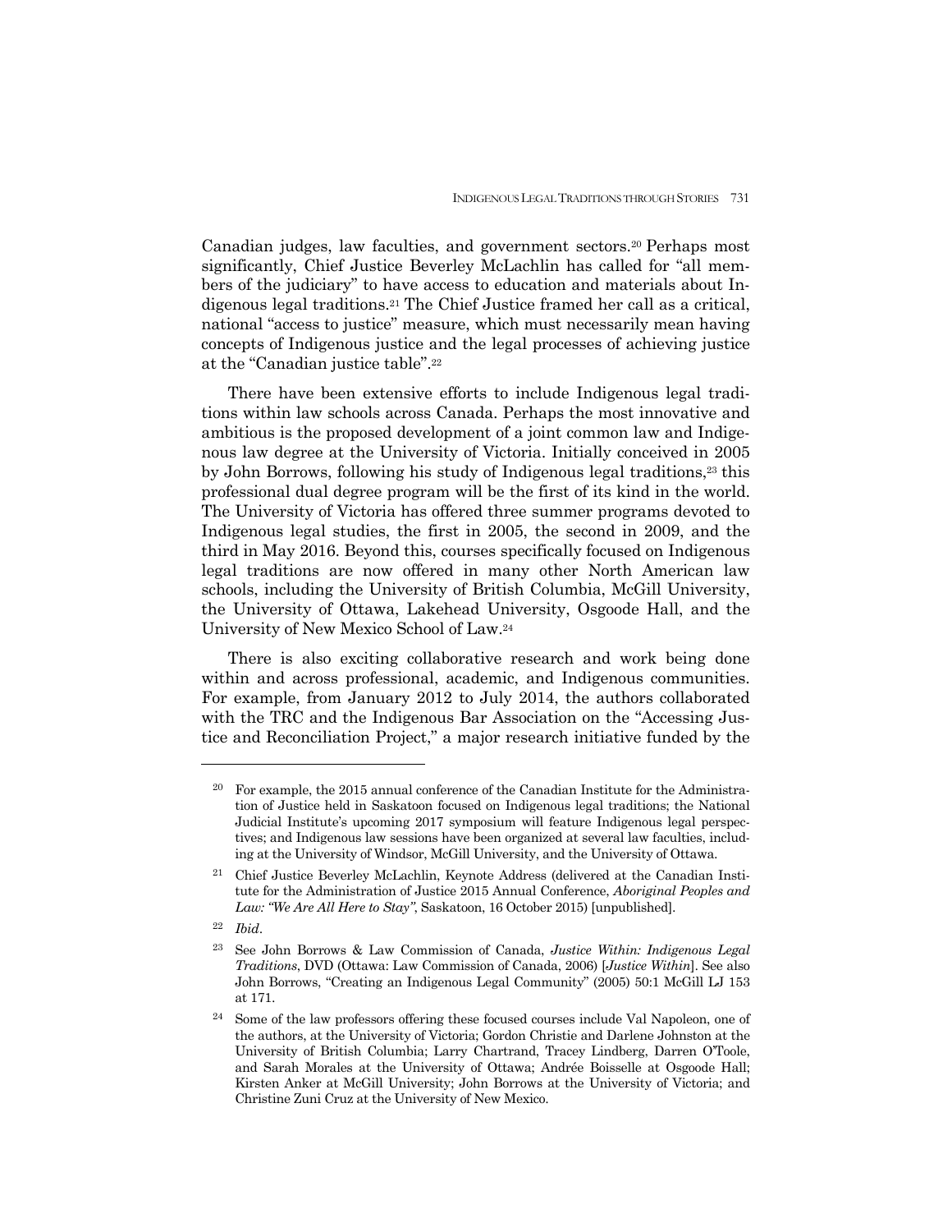Canadian judges, law faculties, and government sectors.[20] Perhaps most significantly, Chief Justice Beverley McLachlin has called for "all members of the judiciary" to have access to education and materials about Indigenous legal traditions.[21] The Chief Justice framed her call as a critical, national "access to justice" measure, which must necessarily mean having concepts of Indigenous justice and the legal processes of achieving justice at the "Canadian justice table".[22]

There have been extensive efforts to include Indigenous legal traditions within law schools across Canada. Perhaps the most innovative and ambitious is the proposed development of a joint common law and Indigenous law degree at the University of Victoria. Initially conceived in 2005 by John Borrows, following his study of Indigenous legal traditions,[23] this professional dual degree program will be the first of its kind in the world. The University of Victoria has offered three summer programs devoted to Indigenous legal studies, the first in 2005, the second in 2009, and the third in May 2016. Beyond this, courses specifically focused on Indigenous legal traditions are now offered in many other North American law schools, including the University of British Columbia, McGill University, the University of Ottawa, Lakehead University, Osgoode Hall, and the University of New Mexico School of Law.[24]

There is also exciting collaborative research and work being done within and across professional, academic, and Indigenous communities. For example, from January 2012 to July 2014, the authors collaborated with the TRC and the Indigenous Bar Association on the "Accessing Justice and Reconciliation Project," a major research initiative funded by the

---

[20] For example, the 2015 annual conference of the Canadian Institute for the Administration of Justice held in Saskatoon focused on Indigenous legal traditions; the National Judicial Institute's upcoming 2017 symposium will feature Indigenous legal perspectives; and Indigenous law sessions have been organized at several law faculties, including at the University of Windsor, McGill University, and the University of Ottawa.

[21] Chief Justice Beverley McLachlin, Keynote Address (delivered at the Canadian Institute for the Administration of Justice 2015 Annual Conference, *Aboriginal Peoples and Law: "We Are All Here to Stay"*, Saskatoon, 16 October 2015) [unpublished].

[22] *Ibid*.

[23] See John Borrows & Law Commission of Canada, *Justice Within: Indigenous Legal Traditions*, DVD (Ottawa: Law Commission of Canada, 2006) [*Justice Within*]. See also John Borrows, "Creating an Indigenous Legal Community" (2005) 50:1 McGill LJ 153 at 171.

[24] Some of the law professors offering these focused courses include Val Napoleon, one of the authors, at the University of Victoria; Gordon Christie and Darlene Johnston at the University of British Columbia; Larry Chartrand, Tracey Lindberg, Darren O'Toole, and Sarah Morales at the University of Ottawa; Andrée Boisselle at Osgoode Hall; Kirsten Anker at McGill University; John Borrows at the University of Victoria; and Christine Zuni Cruz at the University of New Mexico.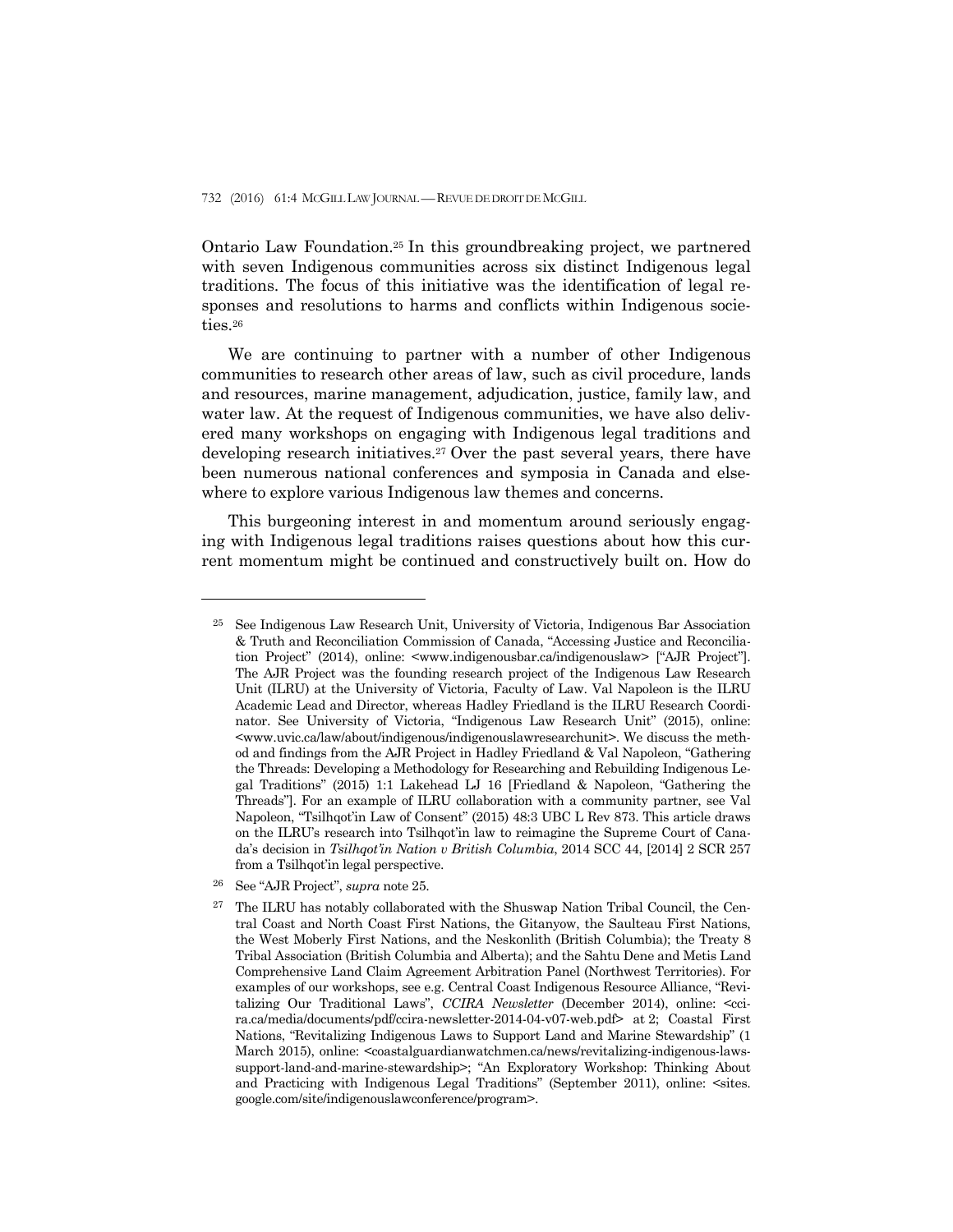Ontario Law Foundation.[25] In this groundbreaking project, we partnered with seven Indigenous communities across six distinct Indigenous legal traditions. The focus of this initiative was the identification of legal responses and resolutions to harms and conflicts within Indigenous societies.[26]

We are continuing to partner with a number of other Indigenous communities to research other areas of law, such as civil procedure, lands and resources, marine management, adjudication, justice, family law, and water law. At the request of Indigenous communities, we have also delivered many workshops on engaging with Indigenous legal traditions and developing research initiatives.[27] Over the past several years, there have been numerous national conferences and symposia in Canada and elsewhere to explore various Indigenous law themes and concerns.

This burgeoning interest in and momentum around seriously engaging with Indigenous legal traditions raises questions about how this current momentum might be continued and constructively built on. How do

---

[25] See Indigenous Law Research Unit, University of Victoria, Indigenous Bar Association & Truth and Reconciliation Commission of Canada, "Accessing Justice and Reconciliation Project" (2014), online: <www.indigenousbar.ca/indigenouslaw> ["AJR Project"]. The AJR Project was the founding research project of the Indigenous Law Research Unit (ILRU) at the University of Victoria, Faculty of Law. Val Napoleon is the ILRU Academic Lead and Director, whereas Hadley Friedland is the ILRU Research Coordinator. See University of Victoria, "Indigenous Law Research Unit" (2015), online: <www.uvic.ca/law/about/indigenous/indigenouslawresearchunit>. We discuss the method and findings from the AJR Project in Hadley Friedland & Val Napoleon, "Gathering the Threads: Developing a Methodology for Researching and Rebuilding Indigenous Legal Traditions" (2015) 1:1 Lakehead LJ 16 [Friedland & Napoleon, "Gathering the Threads"]. For an example of ILRU collaboration with a community partner, see Val Napoleon, "Tsilhqot'in Law of Consent" (2015) 48:3 UBC L Rev 873. This article draws on the ILRU's research into Tsilhqot'in law to reimagine the Supreme Court of Canada's decision in *Tsilhqot'in Nation v British Columbia*, 2014 SCC 44, [2014] 2 SCR 257 from a Tsilhqot'in legal perspective.

[26] See "AJR Project", *supra* note 25.

[27] The ILRU has notably collaborated with the Shuswap Nation Tribal Council, the Central Coast and North Coast First Nations, the Gitanyow, the Saulteau First Nations, the West Moberly First Nations, and the Neskonlith (British Columbia); the Treaty 8 Tribal Association (British Columbia and Alberta); and the Sahtu Dene and Metis Land Comprehensive Land Claim Agreement Arbitration Panel (Northwest Territories). For examples of our workshops, see e.g. Central Coast Indigenous Resource Alliance, "Revitalizing Our Traditional Laws", *CCIRA Newsletter* (December 2014), online: <ccira.ca/media/documents/pdf/ccira-newsletter-2014-04-v07-web.pdf> at 2; Coastal First Nations, "Revitalizing Indigenous Laws to Support Land and Marine Stewardship" (1 March 2015), online: <coastalguardianwatchmen.ca/news/revitalizing-indigenous-laws-support-land-and-marine-stewardship>; "An Exploratory Workshop: Thinking About and Practicing with Indigenous Legal Traditions" (September 2011), online: <sites.google.com/site/indigenouslawconference/program>.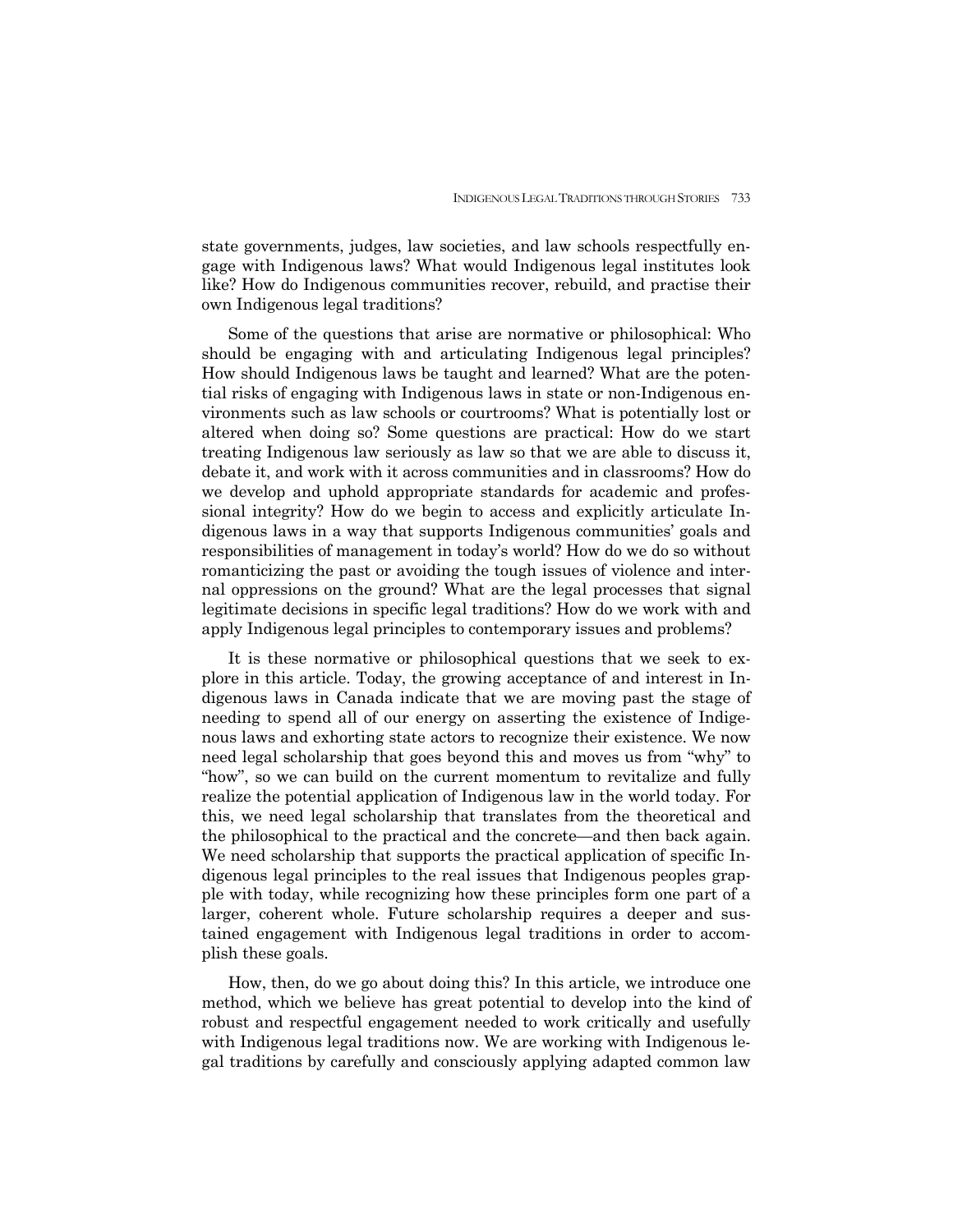state governments, judges, law societies, and law schools respectfully engage with Indigenous laws? What would Indigenous legal institutes look like? How do Indigenous communities recover, rebuild, and practise their own Indigenous legal traditions?

Some of the questions that arise are normative or philosophical: Who should be engaging with and articulating Indigenous legal principles? How should Indigenous laws be taught and learned? What are the potential risks of engaging with Indigenous laws in state or non-Indigenous environments such as law schools or courtrooms? What is potentially lost or altered when doing so? Some questions are practical: How do we start treating Indigenous law seriously as law so that we are able to discuss it, debate it, and work with it across communities and in classrooms? How do we develop and uphold appropriate standards for academic and professional integrity? How do we begin to access and explicitly articulate Indigenous laws in a way that supports Indigenous communities' goals and responsibilities of management in today's world? How do we do so without romanticizing the past or avoiding the tough issues of violence and internal oppressions on the ground? What are the legal processes that signal legitimate decisions in specific legal traditions? How do we work with and apply Indigenous legal principles to contemporary issues and problems?

It is these normative or philosophical questions that we seek to explore in this article. Today, the growing acceptance of and interest in Indigenous laws in Canada indicate that we are moving past the stage of needing to spend all of our energy on asserting the existence of Indigenous laws and exhorting state actors to recognize their existence. We now need legal scholarship that goes beyond this and moves us from "why" to "how", so we can build on the current momentum to revitalize and fully realize the potential application of Indigenous law in the world today. For this, we need legal scholarship that translates from the theoretical and the philosophical to the practical and the concrete—and then back again. We need scholarship that supports the practical application of specific Indigenous legal principles to the real issues that Indigenous peoples grapple with today, while recognizing how these principles form one part of a larger, coherent whole. Future scholarship requires a deeper and sustained engagement with Indigenous legal traditions in order to accomplish these goals.

How, then, do we go about doing this? In this article, we introduce one method, which we believe has great potential to develop into the kind of robust and respectful engagement needed to work critically and usefully with Indigenous legal traditions now. We are working with Indigenous legal traditions by carefully and consciously applying adapted common law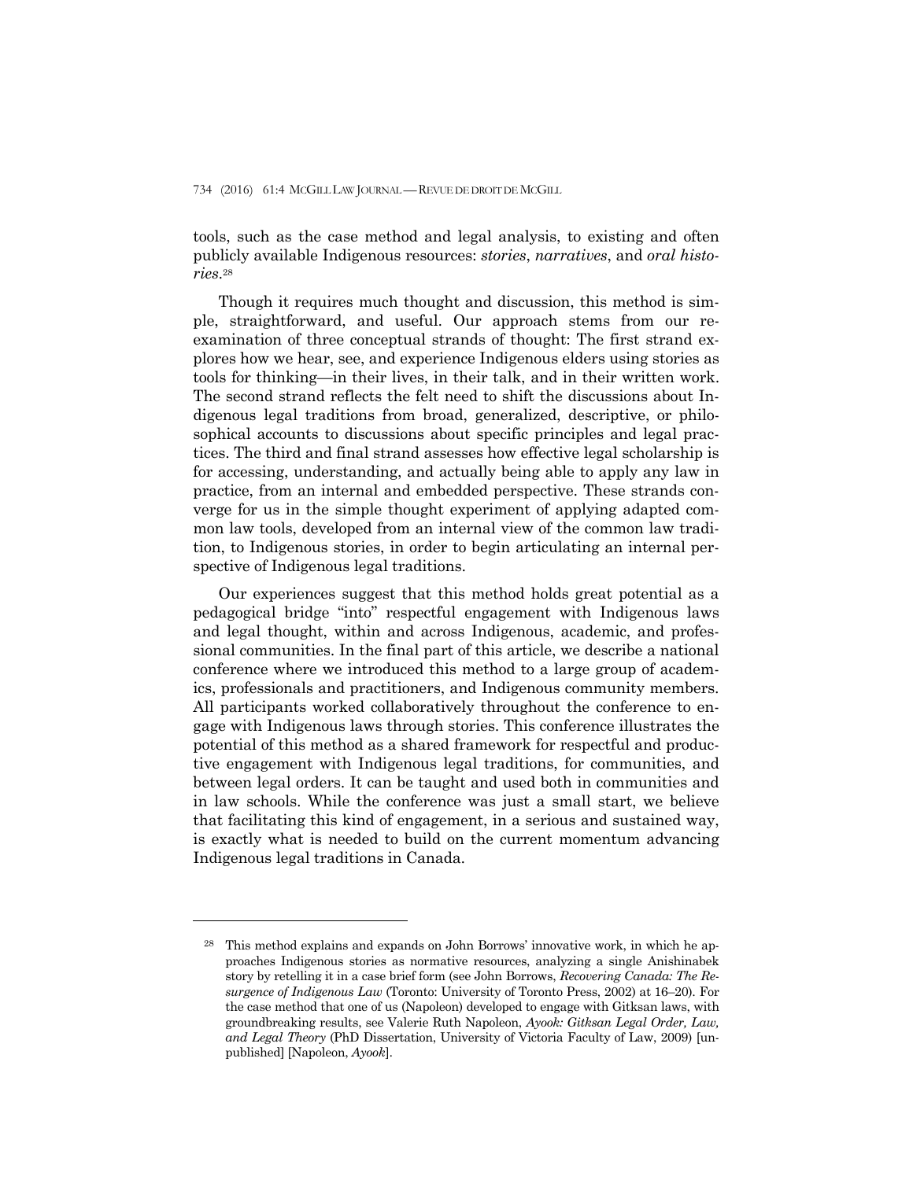tools, such as the case method and legal analysis, to existing and often publicly available Indigenous resources: *stories*, *narratives*, and *oral histories*.[28]

Though it requires much thought and discussion, this method is simple, straightforward, and useful. Our approach stems from our reexamination of three conceptual strands of thought: The first strand explores how we hear, see, and experience Indigenous elders using stories as tools for thinking—in their lives, in their talk, and in their written work. The second strand reflects the felt need to shift the discussions about Indigenous legal traditions from broad, generalized, descriptive, or philosophical accounts to discussions about specific principles and legal practices. The third and final strand assesses how effective legal scholarship is for accessing, understanding, and actually being able to apply any law in practice, from an internal and embedded perspective. These strands converge for us in the simple thought experiment of applying adapted common law tools, developed from an internal view of the common law tradition, to Indigenous stories, in order to begin articulating an internal perspective of Indigenous legal traditions.

Our experiences suggest that this method holds great potential as a pedagogical bridge "into" respectful engagement with Indigenous laws and legal thought, within and across Indigenous, academic, and professional communities. In the final part of this article, we describe a national conference where we introduced this method to a large group of academics, professionals and practitioners, and Indigenous community members. All participants worked collaboratively throughout the conference to engage with Indigenous laws through stories. This conference illustrates the potential of this method as a shared framework for respectful and productive engagement with Indigenous legal traditions, for communities, and between legal orders. It can be taught and used both in communities and in law schools. While the conference was just a small start, we believe that facilitating this kind of engagement, in a serious and sustained way, is exactly what is needed to build on the current momentum advancing Indigenous legal traditions in Canada.

---

[28] This method explains and expands on John Borrows' innovative work, in which he approaches Indigenous stories as normative resources, analyzing a single Anishinabek story by retelling it in a case brief form (see John Borrows, *Recovering Canada: The Resurgence of Indigenous Law* (Toronto: University of Toronto Press, 2002) at 16–20). For the case method that one of us (Napoleon) developed to engage with Gitksan laws, with groundbreaking results, see Valerie Ruth Napoleon, *Ayook: Gitksan Legal Order, Law, and Legal Theory* (PhD Dissertation, University of Victoria Faculty of Law, 2009) [unpublished] [Napoleon, *Ayook*].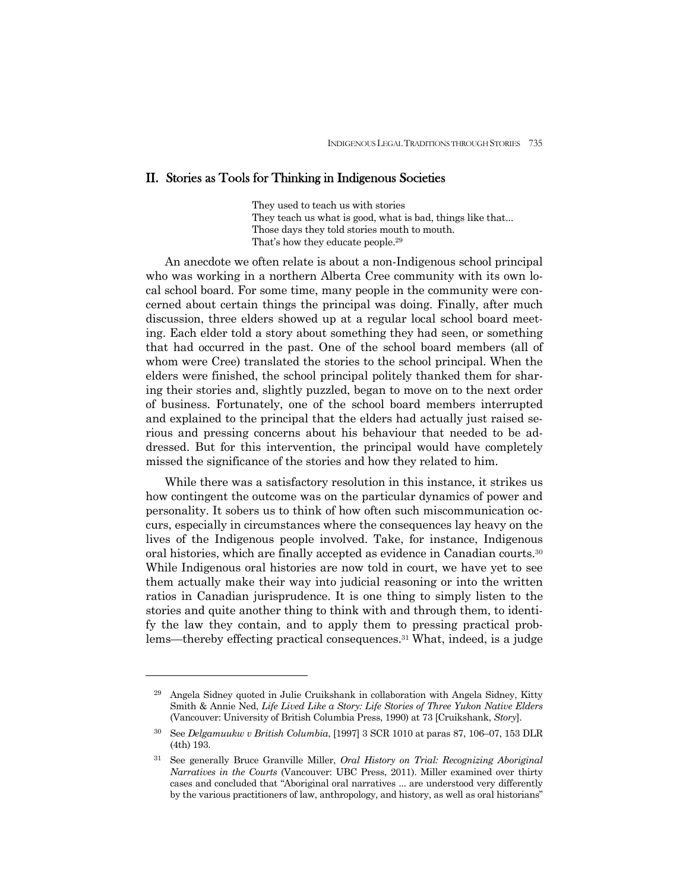## II. Stories as Tools for Thinking in Indigenous Societies

> They used to teach us with stories
> They teach us what is good, what is bad, things like that...
> Those days they told stories mouth to mouth.
> That's how they educate people.[29]

An anecdote we often relate is about a non-Indigenous school principal who was working in a northern Alberta Cree community with its own local school board. For some time, many people in the community were concerned about certain things the principal was doing. Finally, after much discussion, three elders showed up at a regular local school board meeting. Each elder told a story about something they had seen, or something that had occurred in the past. One of the school board members (all of whom were Cree) translated the stories to the school principal. When the elders were finished, the school principal politely thanked them for sharing their stories and, slightly puzzled, began to move on to the next order of business. Fortunately, one of the school board members interrupted and explained to the principal that the elders had actually just raised serious and pressing concerns about his behaviour that needed to be addressed. But for this intervention, the principal would have completely missed the significance of the stories and how they related to him.

While there was a satisfactory resolution in this instance, it strikes us how contingent the outcome was on the particular dynamics of power and personality. It sobers us to think of how often such miscommunication occurs, especially in circumstances where the consequences lay heavy on the lives of the Indigenous people involved. Take, for instance, Indigenous oral histories, which are finally accepted as evidence in Canadian courts.[30] While Indigenous oral histories are now told in court, we have yet to see them actually make their way into judicial reasoning or into the written ratios in Canadian jurisprudence. It is one thing to simply listen to the stories and quite another thing to think with and through them, to identify the law they contain, and to apply them to pressing practical problems—thereby effecting practical consequences.[31] What, indeed, is a judge

---

[29] Angela Sidney quoted in Julie Cruikshank in collaboration with Angela Sidney, Kitty Smith & Annie Ned, *Life Lived Like a Story: Life Stories of Three Yukon Native Elders* (Vancouver: University of British Columbia Press, 1990) at 73 [Cruikshank, *Story*].

[30] See *Delgamuukw v British Columbia*, [1997] 3 SCR 1010 at paras 87, 106–07, 153 DLR (4th) 193.

[31] See generally Bruce Granville Miller, *Oral History on Trial: Recognizing Aboriginal Narratives in the Courts* (Vancouver: UBC Press, 2011). Miller examined over thirty cases and concluded that "Aboriginal oral narratives ... are understood very differently by the various practitioners of law, anthropology, and history, as well as oral historians"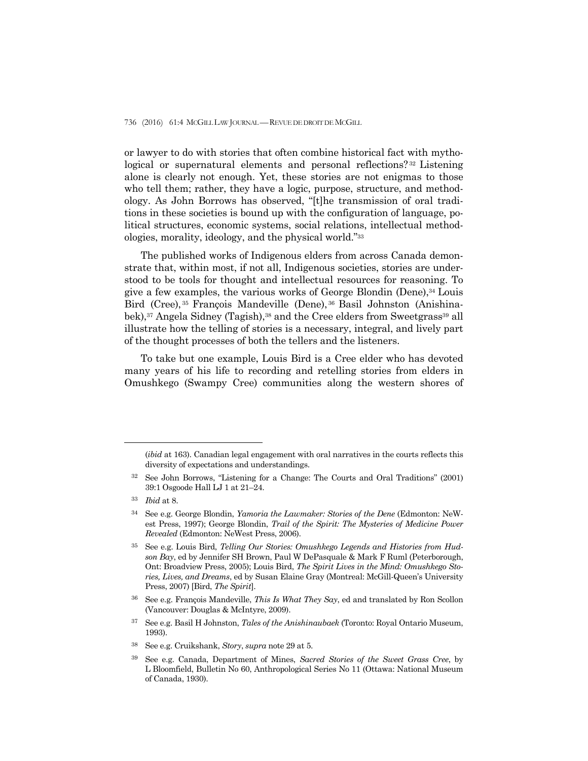or lawyer to do with stories that often combine historical fact with mythological or supernatural elements and personal reflections?[32] Listening alone is clearly not enough. Yet, these stories are not enigmas to those who tell them; rather, they have a logic, purpose, structure, and methodology. As John Borrows has observed, "[t]he transmission of oral traditions in these societies is bound up with the configuration of language, political structures, economic systems, social relations, intellectual methodologies, morality, ideology, and the physical world."[33]

The published works of Indigenous elders from across Canada demonstrate that, within most, if not all, Indigenous societies, stories are understood to be tools for thought and intellectual resources for reasoning. To give a few examples, the various works of George Blondin (Dene),[34] Louis Bird (Cree),[35] François Mandeville (Dene),[36] Basil Johnston (Anishinabek),[37] Angela Sidney (Tagish),[38] and the Cree elders from Sweetgrass[39] all illustrate how the telling of stories is a necessary, integral, and lively part of the thought processes of both the tellers and the listeners.

To take but one example, Louis Bird is a Cree elder who has devoted many years of his life to recording and retelling stories from elders in Omushkego (Swampy Cree) communities along the western shores of

---

(*ibid* at 163). Canadian legal engagement with oral narratives in the courts reflects this diversity of expectations and understandings.

[32] See John Borrows, "Listening for a Change: The Courts and Oral Traditions" (2001) 39:1 Osgoode Hall LJ 1 at 21–24.

[33] *Ibid* at 8.

[34] See e.g. George Blondin, *Yamoria the Lawmaker: Stories of the Dene* (Edmonton: NeWest Press, 1997); George Blondin, *Trail of the Spirit: The Mysteries of Medicine Power Revealed* (Edmonton: NeWest Press, 2006).

[35] See e.g. Louis Bird, *Telling Our Stories: Omushkego Legends and Histories from Hudson Bay*, ed by Jennifer SH Brown, Paul W DePasquale & Mark F Ruml (Peterborough, Ont: Broadview Press, 2005); Louis Bird, *The Spirit Lives in the Mind: Omushkego Stories, Lives, and Dreams*, ed by Susan Elaine Gray (Montreal: McGill-Queen's University Press, 2007) [Bird, *The Spirit*].

[36] See e.g. François Mandeville, *This Is What They Say*, ed and translated by Ron Scollon (Vancouver: Douglas & McIntyre, 2009).

[37] See e.g. Basil H Johnston, *Tales of the Anishinaubaek* (Toronto: Royal Ontario Museum, 1993).

[38] See e.g. Cruikshank, *Story*, *supra* note 29 at 5.

[39] See e.g. Canada, Department of Mines, *Sacred Stories of the Sweet Grass Cree*, by L Bloomfield, Bulletin No 60, Anthropological Series No 11 (Ottawa: National Museum of Canada, 1930).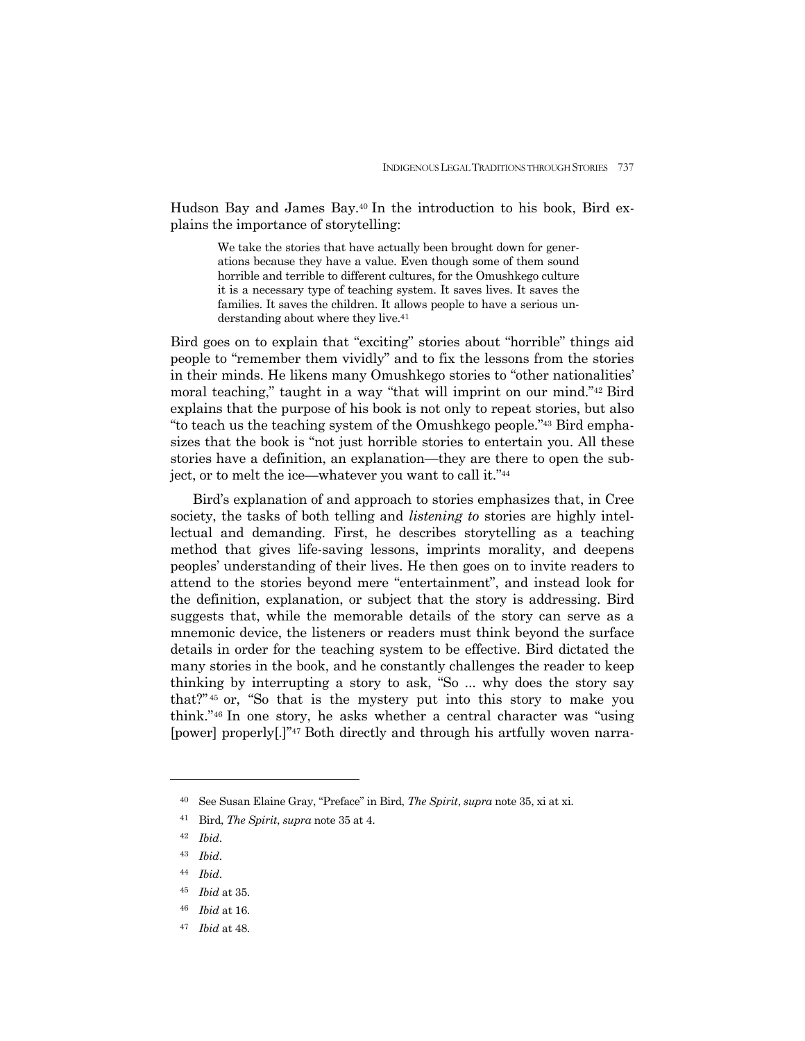Hudson Bay and James Bay.[40] In the introduction to his book, Bird explains the importance of storytelling:

> We take the stories that have actually been brought down for generations because they have a value. Even though some of them sound horrible and terrible to different cultures, for the Omushkego culture it is a necessary type of teaching system. It saves lives. It saves the families. It saves the children. It allows people to have a serious understanding about where they live.[41]

Bird goes on to explain that "exciting" stories about "horrible" things aid people to "remember them vividly" and to fix the lessons from the stories in their minds. He likens many Omushkego stories to "other nationalities' moral teaching," taught in a way "that will imprint on our mind."[42] Bird explains that the purpose of his book is not only to repeat stories, but also "to teach us the teaching system of the Omushkego people."[43] Bird emphasizes that the book is "not just horrible stories to entertain you. All these stories have a definition, an explanation—they are there to open the subject, or to melt the ice—whatever you want to call it."[44]

Bird's explanation of and approach to stories emphasizes that, in Cree society, the tasks of both telling and *listening to* stories are highly intellectual and demanding. First, he describes storytelling as a teaching method that gives life-saving lessons, imprints morality, and deepens peoples' understanding of their lives. He then goes on to invite readers to attend to the stories beyond mere "entertainment", and instead look for the definition, explanation, or subject that the story is addressing. Bird suggests that, while the memorable details of the story can serve as a mnemonic device, the listeners or readers must think beyond the surface details in order for the teaching system to be effective. Bird dictated the many stories in the book, and he constantly challenges the reader to keep thinking by interrupting a story to ask, "So ... why does the story say that?"[45] or, "So that is the mystery put into this story to make you think."[46] In one story, he asks whether a central character was "using [power] properly[.]"[47] Both directly and through his artfully woven narra-

---

[40] See Susan Elaine Gray, "Preface" in Bird, *The Spirit*, *supra* note 35, xi at xi.

[41] Bird, *The Spirit*, *supra* note 35 at 4.

[42] *Ibid*.

[43] *Ibid*.

[44] *Ibid*.

[45] *Ibid* at 35.

[46] *Ibid* at 16.

[47] *Ibid* at 48.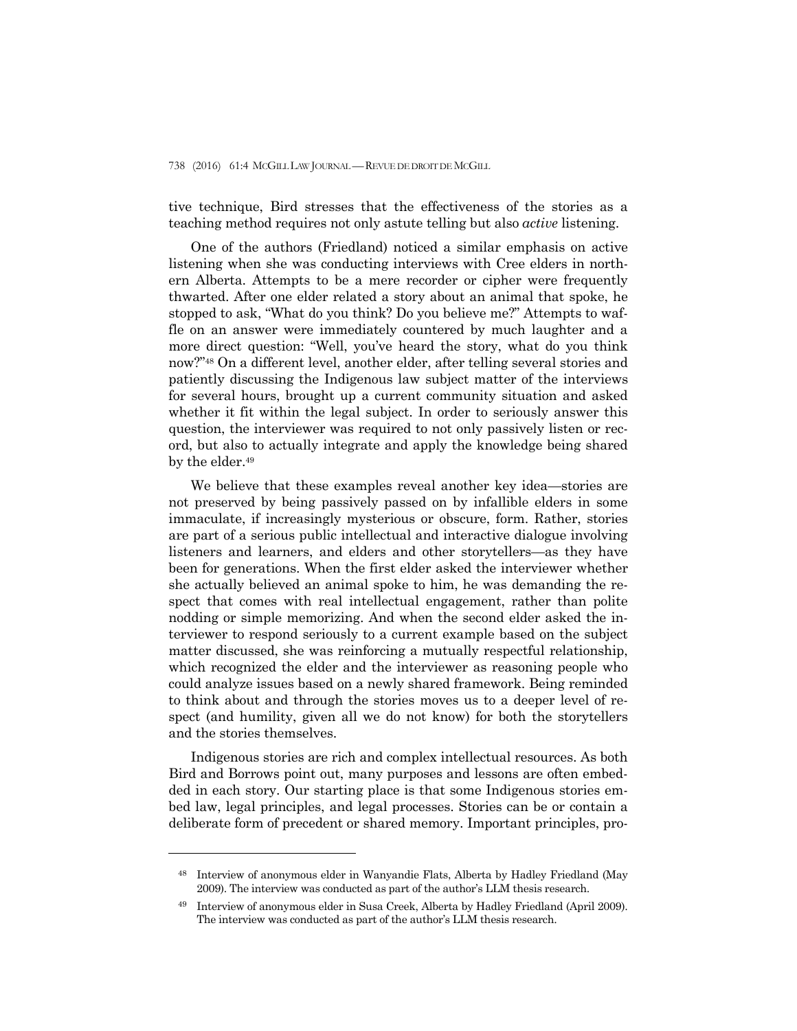tive technique, Bird stresses that the effectiveness of the stories as a teaching method requires not only astute telling but also *active* listening.

One of the authors (Friedland) noticed a similar emphasis on active listening when she was conducting interviews with Cree elders in northern Alberta. Attempts to be a mere recorder or cipher were frequently thwarted. After one elder related a story about an animal that spoke, he stopped to ask, "What do you think? Do you believe me?" Attempts to waffle on an answer were immediately countered by much laughter and a more direct question: "Well, you've heard the story, what do you think now?"[48] On a different level, another elder, after telling several stories and patiently discussing the Indigenous law subject matter of the interviews for several hours, brought up a current community situation and asked whether it fit within the legal subject. In order to seriously answer this question, the interviewer was required to not only passively listen or record, but also to actually integrate and apply the knowledge being shared by the elder.[49]

We believe that these examples reveal another key idea—stories are not preserved by being passively passed on by infallible elders in some immaculate, if increasingly mysterious or obscure, form. Rather, stories are part of a serious public intellectual and interactive dialogue involving listeners and learners, and elders and other storytellers—as they have been for generations. When the first elder asked the interviewer whether she actually believed an animal spoke to him, he was demanding the respect that comes with real intellectual engagement, rather than polite nodding or simple memorizing. And when the second elder asked the interviewer to respond seriously to a current example based on the subject matter discussed, she was reinforcing a mutually respectful relationship, which recognized the elder and the interviewer as reasoning people who could analyze issues based on a newly shared framework. Being reminded to think about and through the stories moves us to a deeper level of respect (and humility, given all we do not know) for both the storytellers and the stories themselves.

Indigenous stories are rich and complex intellectual resources. As both Bird and Borrows point out, many purposes and lessons are often embedded in each story. Our starting place is that some Indigenous stories embed law, legal principles, and legal processes. Stories can be or contain a deliberate form of precedent or shared memory. Important principles, pro-

---

[48] Interview of anonymous elder in Wanyandie Flats, Alberta by Hadley Friedland (May 2009). The interview was conducted as part of the author's LLM thesis research.

[49] Interview of anonymous elder in Susa Creek, Alberta by Hadley Friedland (April 2009). The interview was conducted as part of the author's LLM thesis research.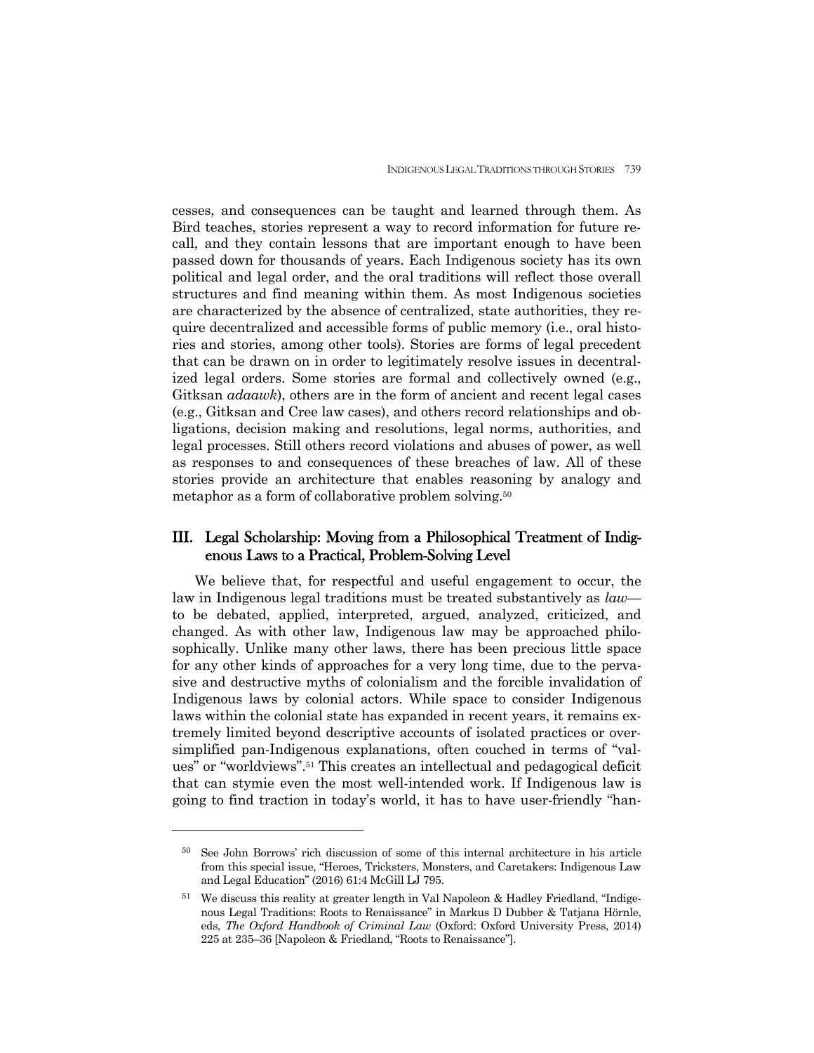cesses, and consequences can be taught and learned through them. As Bird teaches, stories represent a way to record information for future recall, and they contain lessons that are important enough to have been passed down for thousands of years. Each Indigenous society has its own political and legal order, and the oral traditions will reflect those overall structures and find meaning within them. As most Indigenous societies are characterized by the absence of centralized, state authorities, they require decentralized and accessible forms of public memory (i.e., oral histories and stories, among other tools). Stories are forms of legal precedent that can be drawn on in order to legitimately resolve issues in decentralized legal orders. Some stories are formal and collectively owned (e.g., Gitksan *adaawk*), others are in the form of ancient and recent legal cases (e.g., Gitksan and Cree law cases), and others record relationships and obligations, decision making and resolutions, legal norms, authorities, and legal processes. Still others record violations and abuses of power, as well as responses to and consequences of these breaches of law. All of these stories provide an architecture that enables reasoning by analogy and metaphor as a form of collaborative problem solving.[50]

## III. Legal Scholarship: Moving from a Philosophical Treatment of Indigenous Laws to a Practical, Problem-Solving Level

We believe that, for respectful and useful engagement to occur, the law in Indigenous legal traditions must be treated substantively as *law*—to be debated, applied, interpreted, argued, analyzed, criticized, and changed. As with other law, Indigenous law may be approached philosophically. Unlike many other laws, there has been precious little space for any other kinds of approaches for a very long time, due to the pervasive and destructive myths of colonialism and the forcible invalidation of Indigenous laws by colonial actors. While space to consider Indigenous laws within the colonial state has expanded in recent years, it remains extremely limited beyond descriptive accounts of isolated practices or oversimplified pan-Indigenous explanations, often couched in terms of "values" or "worldviews".[51] This creates an intellectual and pedagogical deficit that can stymie even the most well-intended work. If Indigenous law is going to find traction in today's world, it has to have user-friendly "han-

---

[50] See John Borrows' rich discussion of some of this internal architecture in his article from this special issue, "Heroes, Tricksters, Monsters, and Caretakers: Indigenous Law and Legal Education" (2016) 61:4 McGill LJ 795.

[51] We discuss this reality at greater length in Val Napoleon & Hadley Friedland, "Indigenous Legal Traditions: Roots to Renaissance" in Markus D Dubber & Tatjana Hörnle, eds, *The Oxford Handbook of Criminal Law* (Oxford: Oxford University Press, 2014) 225 at 235–36 [Napoleon & Friedland, "Roots to Renaissance"].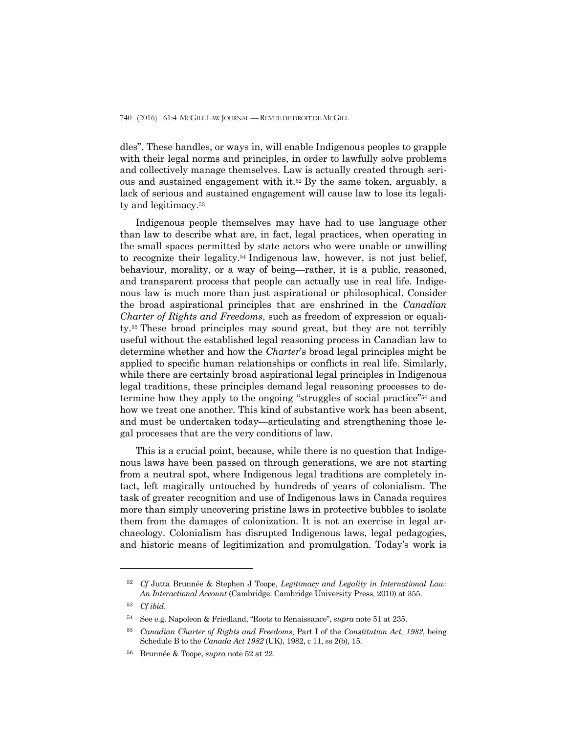dles". These handles, or ways in, will enable Indigenous peoples to grapple with their legal norms and principles, in order to lawfully solve problems and collectively manage themselves. Law is actually created through serious and sustained engagement with it.[52] By the same token, arguably, a lack of serious and sustained engagement will cause law to lose its legality and legitimacy.[53]

Indigenous people themselves may have had to use language other than law to describe what are, in fact, legal practices, when operating in the small spaces permitted by state actors who were unable or unwilling to recognize their legality.[54] Indigenous law, however, is not just belief, behaviour, morality, or a way of being—rather, it is a public, reasoned, and transparent process that people can actually use in real life. Indigenous law is much more than just aspirational or philosophical. Consider the broad aspirational principles that are enshrined in the *Canadian Charter of Rights and Freedoms*, such as freedom of expression or equality.[55] These broad principles may sound great, but they are not terribly useful without the established legal reasoning process in Canadian law to determine whether and how the *Charter*'s broad legal principles might be applied to specific human relationships or conflicts in real life. Similarly, while there are certainly broad aspirational legal principles in Indigenous legal traditions, these principles demand legal reasoning processes to determine how they apply to the ongoing "struggles of social practice"[56] and how we treat one another. This kind of substantive work has been absent, and must be undertaken today—articulating and strengthening those legal processes that are the very conditions of law.

This is a crucial point, because, while there is no question that Indigenous laws have been passed on through generations, we are not starting from a neutral spot, where Indigenous legal traditions are completely intact, left magically untouched by hundreds of years of colonialism. The task of greater recognition and use of Indigenous laws in Canada requires more than simply uncovering pristine laws in protective bubbles to isolate them from the damages of colonization. It is not an exercise in legal archaeology. Colonialism has disrupted Indigenous laws, legal pedagogies, and historic means of legitimization and promulgation. Today's work is

---

[52] *Cf* Jutta Brunnée & Stephen J Toope, *Legitimacy and Legality in International Law: An Interactional Account* (Cambridge: Cambridge University Press, 2010) at 355.

[53] *Cf ibid*.

[54] See e.g. Napoleon & Friedland, "Roots to Renaissance", *supra* note 51 at 235.

[55] *Canadian Charter of Rights and Freedoms*, Part I of the *Constitution Act, 1982*, being Schedule B to the *Canada Act 1982* (UK), 1982, c 11, ss 2(b), 15.

[56] Brunnée & Toope, *supra* note 52 at 22.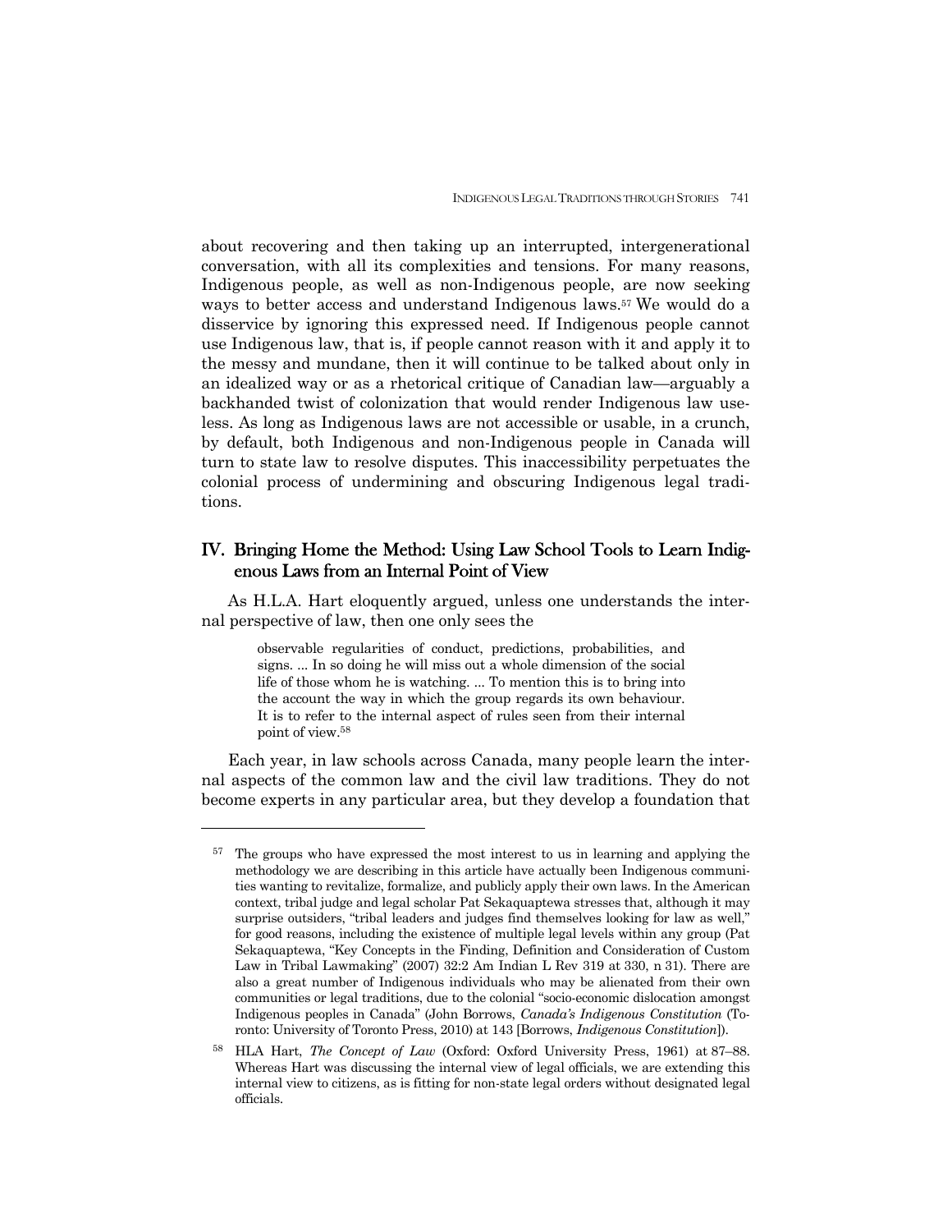about recovering and then taking up an interrupted, intergenerational conversation, with all its complexities and tensions. For many reasons, Indigenous people, as well as non-Indigenous people, are now seeking ways to better access and understand Indigenous laws.[57] We would do a disservice by ignoring this expressed need. If Indigenous people cannot use Indigenous law, that is, if people cannot reason with it and apply it to the messy and mundane, then it will continue to be talked about only in an idealized way or as a rhetorical critique of Canadian law—arguably a backhanded twist of colonization that would render Indigenous law useless. As long as Indigenous laws are not accessible or usable, in a crunch, by default, both Indigenous and non-Indigenous people in Canada will turn to state law to resolve disputes. This inaccessibility perpetuates the colonial process of undermining and obscuring Indigenous legal traditions.

## IV. Bringing Home the Method: Using Law School Tools to Learn Indigenous Laws from an Internal Point of View

As H.L.A. Hart eloquently argued, unless one understands the internal perspective of law, then one only sees the

> observable regularities of conduct, predictions, probabilities, and signs. ... In so doing he will miss out a whole dimension of the social life of those whom he is watching. ... To mention this is to bring into the account the way in which the group regards its own behaviour. It is to refer to the internal aspect of rules seen from their internal point of view.[58]

Each year, in law schools across Canada, many people learn the internal aspects of the common law and the civil law traditions. They do not become experts in any particular area, but they develop a foundation that

---

[57] The groups who have expressed the most interest to us in learning and applying the methodology we are describing in this article have actually been Indigenous communities wanting to revitalize, formalize, and publicly apply their own laws. In the American context, tribal judge and legal scholar Pat Sekaquaptewa stresses that, although it may surprise outsiders, "tribal leaders and judges find themselves looking for law as well," for good reasons, including the existence of multiple legal levels within any group (Pat Sekaquaptewa, "Key Concepts in the Finding, Definition and Consideration of Custom Law in Tribal Lawmaking" (2007) 32:2 Am Indian L Rev 319 at 330, n 31). There are also a great number of Indigenous individuals who may be alienated from their own communities or legal traditions, due to the colonial "socio-economic dislocation amongst Indigenous peoples in Canada" (John Borrows, *Canada's Indigenous Constitution* (Toronto: University of Toronto Press, 2010) at 143 [Borrows, *Indigenous Constitution*]).

[58] HLA Hart, *The Concept of Law* (Oxford: Oxford University Press, 1961) at 87–88. Whereas Hart was discussing the internal view of legal officials, we are extending this internal view to citizens, as is fitting for non-state legal orders without designated legal officials.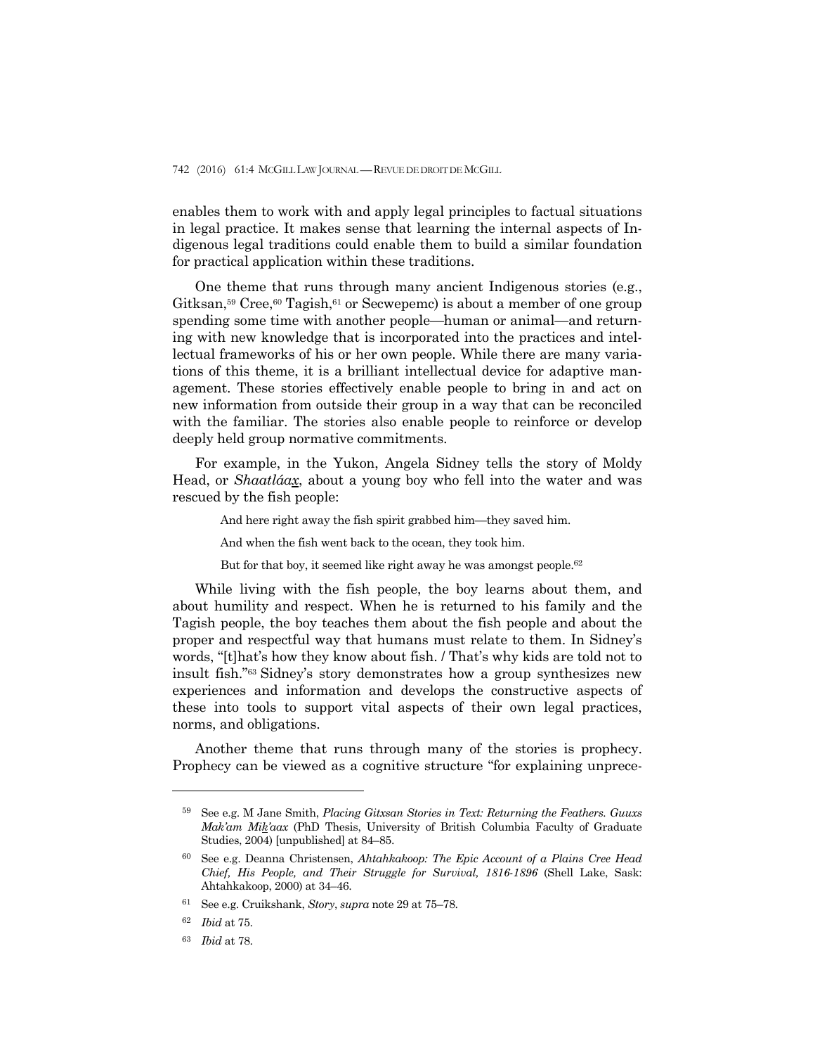enables them to work with and apply legal principles to factual situations in legal practice. It makes sense that learning the internal aspects of Indigenous legal traditions could enable them to build a similar foundation for practical application within these traditions.

One theme that runs through many ancient Indigenous stories (e.g., Gitksan,[59] Cree,[60] Tagish,[61] or Secwepemc) is about a member of one group spending some time with another people—human or animal—and returning with new knowledge that is incorporated into the practices and intellectual frameworks of his or her own people. While there are many variations of this theme, it is a brilliant intellectual device for adaptive management. These stories effectively enable people to bring in and act on new information from outside their group in a way that can be reconciled with the familiar. The stories also enable people to reinforce or develop deeply held group normative commitments.

For example, in the Yukon, Angela Sidney tells the story of Moldy Head, or *Shaatláax̱*, about a young boy who fell into the water and was rescued by the fish people:

> And here right away the fish spirit grabbed him—they saved him.
>
> And when the fish went back to the ocean, they took him.
>
> But for that boy, it seemed like right away he was amongst people.[62]

While living with the fish people, the boy learns about them, and about humility and respect. When he is returned to his family and the Tagish people, the boy teaches them about the fish people and about the proper and respectful way that humans must relate to them. In Sidney's words, "[t]hat's how they know about fish. / That's why kids are told not to insult fish."[63] Sidney's story demonstrates how a group synthesizes new experiences and information and develops the constructive aspects of these into tools to support vital aspects of their own legal practices, norms, and obligations.

Another theme that runs through many of the stories is prophecy. Prophecy can be viewed as a cognitive structure "for explaining unprece-

---

[59] See e.g. M Jane Smith, *Placing Gitxsan Stories in Text: Returning the Feathers. Guuxs Mak'am Mik̲'aax* (PhD Thesis, University of British Columbia Faculty of Graduate Studies, 2004) [unpublished] at 84–85.

[60] See e.g. Deanna Christensen, *Ahtahkakoop: The Epic Account of a Plains Cree Head Chief, His People, and Their Struggle for Survival, 1816-1896* (Shell Lake, Sask: Ahtahkakoop, 2000) at 34–46.

[61] See e.g. Cruikshank, *Story*, *supra* note 29 at 75–78.

[62] *Ibid* at 75.

[63] *Ibid* at 78.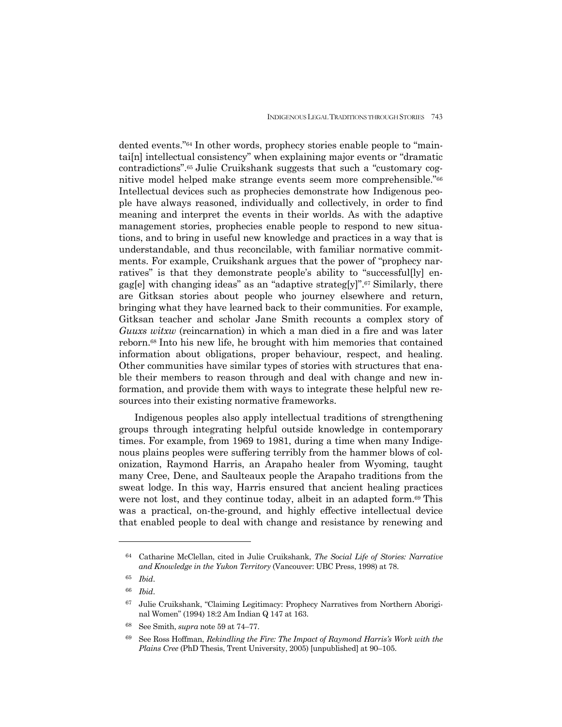dented events."[64] In other words, prophecy stories enable people to "maintai[n] intellectual consistency" when explaining major events or "dramatic contradictions".[65] Julie Cruikshank suggests that such a "customary cognitive model helped make strange events seem more comprehensible."[66] Intellectual devices such as prophecies demonstrate how Indigenous people have always reasoned, individually and collectively, in order to find meaning and interpret the events in their worlds. As with the adaptive management stories, prophecies enable people to respond to new situations, and to bring in useful new knowledge and practices in a way that is understandable, and thus reconcilable, with familiar normative commitments. For example, Cruikshank argues that the power of "prophecy narratives" is that they demonstrate people's ability to "successful[ly] engag[e] with changing ideas" as an "adaptive strateg[y]".[67] Similarly, there are Gitksan stories about people who journey elsewhere and return, bringing what they have learned back to their communities. For example, Gitksan teacher and scholar Jane Smith recounts a complex story of *Guuxs witxw* (reincarnation) in which a man died in a fire and was later reborn.[68] Into his new life, he brought with him memories that contained information about obligations, proper behaviour, respect, and healing. Other communities have similar types of stories with structures that enable their members to reason through and deal with change and new information, and provide them with ways to integrate these helpful new resources into their existing normative frameworks.

Indigenous peoples also apply intellectual traditions of strengthening groups through integrating helpful outside knowledge in contemporary times. For example, from 1969 to 1981, during a time when many Indigenous plains peoples were suffering terribly from the hammer blows of colonization, Raymond Harris, an Arapaho healer from Wyoming, taught many Cree, Dene, and Saulteaux people the Arapaho traditions from the sweat lodge. In this way, Harris ensured that ancient healing practices were not lost, and they continue today, albeit in an adapted form.[69] This was a practical, on-the-ground, and highly effective intellectual device that enabled people to deal with change and resistance by renewing and

---

[64] Catharine McClellan, cited in Julie Cruikshank, *The Social Life of Stories: Narrative and Knowledge in the Yukon Territory* (Vancouver: UBC Press, 1998) at 78.

[65] *Ibid*.

[66] *Ibid*.

[67] Julie Cruikshank, "Claiming Legitimacy: Prophecy Narratives from Northern Aboriginal Women" (1994) 18:2 Am Indian Q 147 at 163.

[68] See Smith, *supra* note 59 at 74–77.

[69] See Ross Hoffman, *Rekindling the Fire: The Impact of Raymond Harris's Work with the Plains Cree* (PhD Thesis, Trent University, 2005) [unpublished] at 90–105.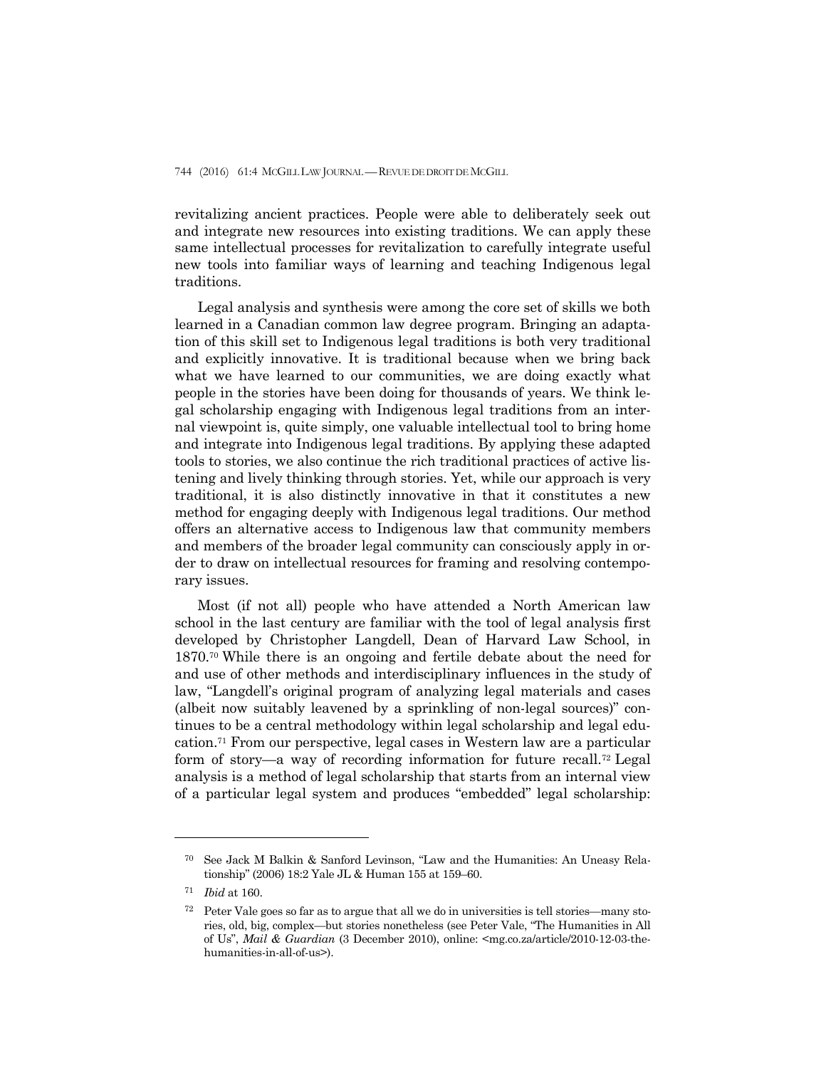revitalizing ancient practices. People were able to deliberately seek out and integrate new resources into existing traditions. We can apply these same intellectual processes for revitalization to carefully integrate useful new tools into familiar ways of learning and teaching Indigenous legal traditions.

Legal analysis and synthesis were among the core set of skills we both learned in a Canadian common law degree program. Bringing an adaptation of this skill set to Indigenous legal traditions is both very traditional and explicitly innovative. It is traditional because when we bring back what we have learned to our communities, we are doing exactly what people in the stories have been doing for thousands of years. We think legal scholarship engaging with Indigenous legal traditions from an internal viewpoint is, quite simply, one valuable intellectual tool to bring home and integrate into Indigenous legal traditions. By applying these adapted tools to stories, we also continue the rich traditional practices of active listening and lively thinking through stories. Yet, while our approach is very traditional, it is also distinctly innovative in that it constitutes a new method for engaging deeply with Indigenous legal traditions. Our method offers an alternative access to Indigenous law that community members and members of the broader legal community can consciously apply in order to draw on intellectual resources for framing and resolving contemporary issues.

Most (if not all) people who have attended a North American law school in the last century are familiar with the tool of legal analysis first developed by Christopher Langdell, Dean of Harvard Law School, in 1870.[70] While there is an ongoing and fertile debate about the need for and use of other methods and interdisciplinary influences in the study of law, "Langdell's original program of analyzing legal materials and cases (albeit now suitably leavened by a sprinkling of non-legal sources)" continues to be a central methodology within legal scholarship and legal education.[71] From our perspective, legal cases in Western law are a particular form of story—a way of recording information for future recall.[72] Legal analysis is a method of legal scholarship that starts from an internal view of a particular legal system and produces "embedded" legal scholarship:

---

[70] See Jack M Balkin & Sanford Levinson, "Law and the Humanities: An Uneasy Relationship" (2006) 18:2 Yale JL & Human 155 at 159–60.

[71] *Ibid* at 160.

[72] Peter Vale goes so far as to argue that all we do in universities is tell stories—many stories, old, big, complex—but stories nonetheless (see Peter Vale, "The Humanities in All of Us", *Mail & Guardian* (3 December 2010), online: <mg.co.za/article/2010-12-03-the-humanities-in-all-of-us>).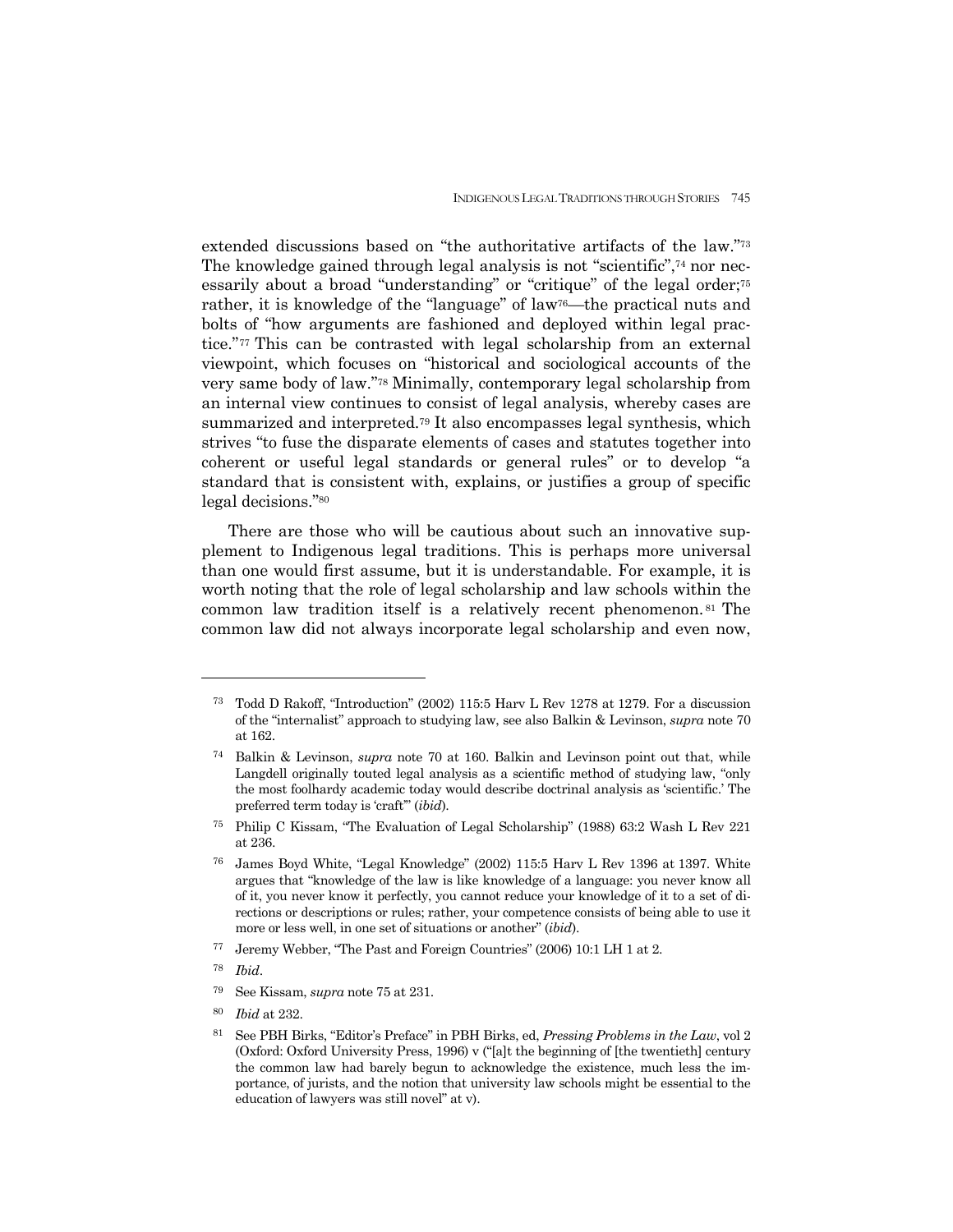extended discussions based on "the authoritative artifacts of the law."[73] The knowledge gained through legal analysis is not "scientific",[74] nor necessarily about a broad "understanding" or "critique" of the legal order;[75] rather, it is knowledge of the "language" of law[76]—the practical nuts and bolts of "how arguments are fashioned and deployed within legal practice."[77] This can be contrasted with legal scholarship from an external viewpoint, which focuses on "historical and sociological accounts of the very same body of law."[78] Minimally, contemporary legal scholarship from an internal view continues to consist of legal analysis, whereby cases are summarized and interpreted.[79] It also encompasses legal synthesis, which strives "to fuse the disparate elements of cases and statutes together into coherent or useful legal standards or general rules" or to develop "a standard that is consistent with, explains, or justifies a group of specific legal decisions."[80]

There are those who will be cautious about such an innovative supplement to Indigenous legal traditions. This is perhaps more universal than one would first assume, but it is understandable. For example, it is worth noting that the role of legal scholarship and law schools within the common law tradition itself is a relatively recent phenomenon.[81] The common law did not always incorporate legal scholarship and even now,

---

[73] Todd D Rakoff, "Introduction" (2002) 115:5 Harv L Rev 1278 at 1279. For a discussion of the "internalist" approach to studying law, see also Balkin & Levinson, *supra* note 70 at 162.

[74] Balkin & Levinson, *supra* note 70 at 160. Balkin and Levinson point out that, while Langdell originally touted legal analysis as a scientific method of studying law, "only the most foolhardy academic today would describe doctrinal analysis as 'scientific.' The preferred term today is 'craft'" (*ibid*).

[75] Philip C Kissam, "The Evaluation of Legal Scholarship" (1988) 63:2 Wash L Rev 221 at 236.

[76] James Boyd White, "Legal Knowledge" (2002) 115:5 Harv L Rev 1396 at 1397. White argues that "knowledge of the law is like knowledge of a language: you never know all of it, you never know it perfectly, you cannot reduce your knowledge of it to a set of directions or descriptions or rules; rather, your competence consists of being able to use it more or less well, in one set of situations or another" (*ibid*).

[77] Jeremy Webber, "The Past and Foreign Countries" (2006) 10:1 LH 1 at 2.

[78] *Ibid*.

[79] See Kissam, *supra* note 75 at 231.

[80] *Ibid* at 232.

[81] See PBH Birks, "Editor's Preface" in PBH Birks, ed, *Pressing Problems in the Law*, vol 2 (Oxford: Oxford University Press, 1996) v ("[a]t the beginning of [the twentieth] century the common law had barely begun to acknowledge the existence, much less the importance, of jurists, and the notion that university law schools might be essential to the education of lawyers was still novel" at v).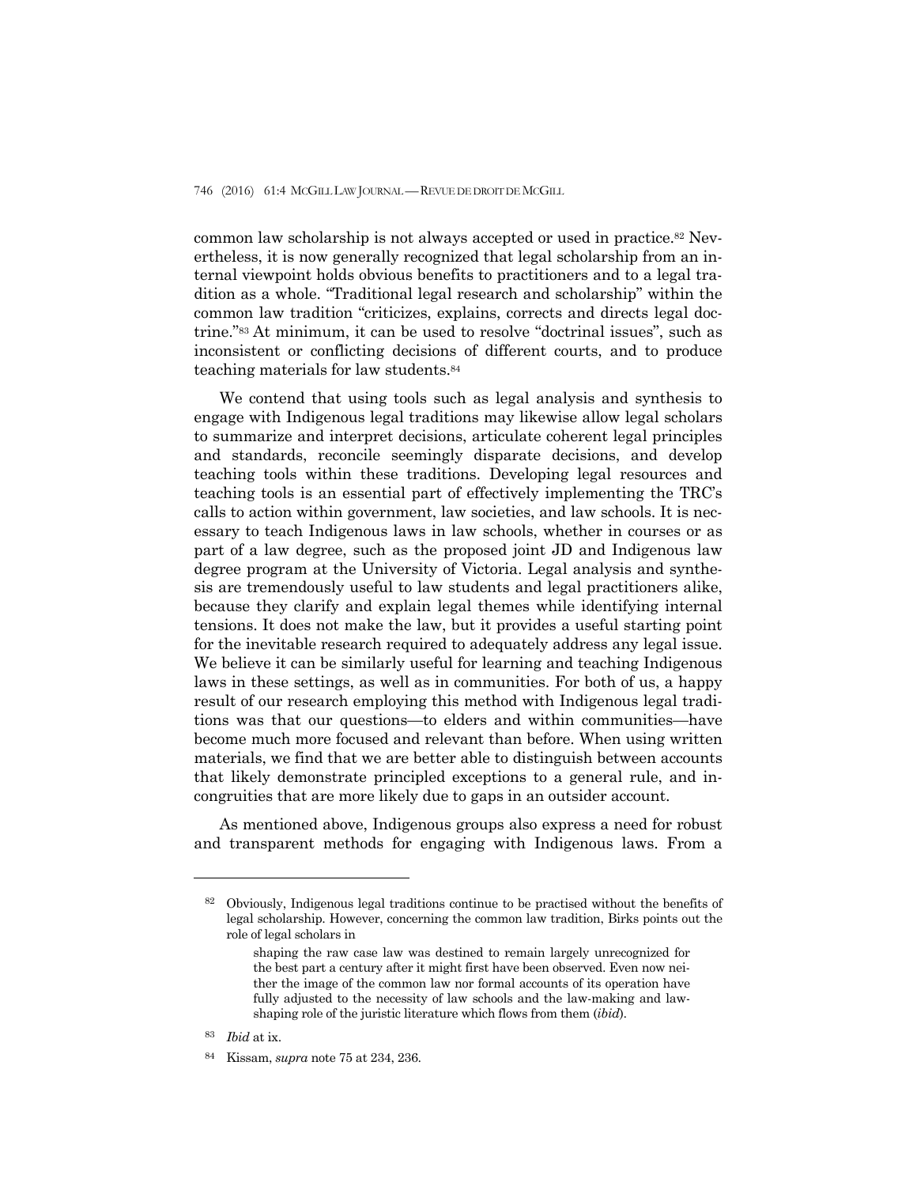common law scholarship is not always accepted or used in practice.[82] Nevertheless, it is now generally recognized that legal scholarship from an internal viewpoint holds obvious benefits to practitioners and to a legal tradition as a whole. "Traditional legal research and scholarship" within the common law tradition "criticizes, explains, corrects and directs legal doctrine."[83] At minimum, it can be used to resolve "doctrinal issues", such as inconsistent or conflicting decisions of different courts, and to produce teaching materials for law students.[84]

We contend that using tools such as legal analysis and synthesis to engage with Indigenous legal traditions may likewise allow legal scholars to summarize and interpret decisions, articulate coherent legal principles and standards, reconcile seemingly disparate decisions, and develop teaching tools within these traditions. Developing legal resources and teaching tools is an essential part of effectively implementing the TRC's calls to action within government, law societies, and law schools. It is necessary to teach Indigenous laws in law schools, whether in courses or as part of a law degree, such as the proposed joint JD and Indigenous law degree program at the University of Victoria. Legal analysis and synthesis are tremendously useful to law students and legal practitioners alike, because they clarify and explain legal themes while identifying internal tensions. It does not make the law, but it provides a useful starting point for the inevitable research required to adequately address any legal issue. We believe it can be similarly useful for learning and teaching Indigenous laws in these settings, as well as in communities. For both of us, a happy result of our research employing this method with Indigenous legal traditions was that our questions—to elders and within communities—have become much more focused and relevant than before. When using written materials, we find that we are better able to distinguish between accounts that likely demonstrate principled exceptions to a general rule, and incongruities that are more likely due to gaps in an outsider account.

As mentioned above, Indigenous groups also express a need for robust and transparent methods for engaging with Indigenous laws. From a

---

[82] Obviously, Indigenous legal traditions continue to be practised without the benefits of legal scholarship. However, concerning the common law tradition, Birks points out the role of legal scholars in

> shaping the raw case law was destined to remain largely unrecognized for the best part a century after it might first have been observed. Even now neither the image of the common law nor formal accounts of its operation have fully adjusted to the necessity of law schools and the law-making and law-shaping role of the juristic literature which flows from them (*ibid*).

[83] *Ibid* at ix.

[84] Kissam, *supra* note 75 at 234, 236.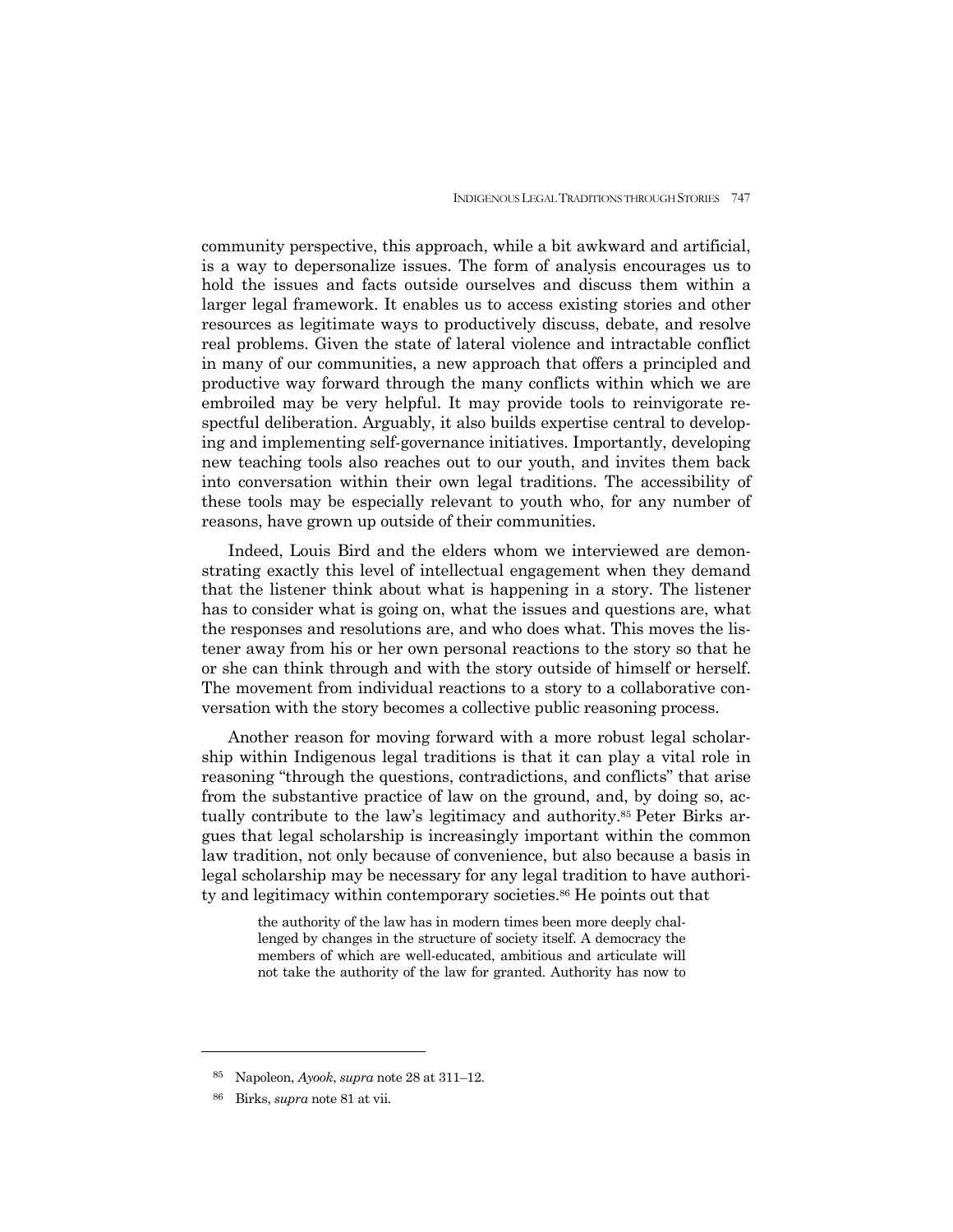community perspective, this approach, while a bit awkward and artificial, is a way to depersonalize issues. The form of analysis encourages us to hold the issues and facts outside ourselves and discuss them within a larger legal framework. It enables us to access existing stories and other resources as legitimate ways to productively discuss, debate, and resolve real problems. Given the state of lateral violence and intractable conflict in many of our communities, a new approach that offers a principled and productive way forward through the many conflicts within which we are embroiled may be very helpful. It may provide tools to reinvigorate respectful deliberation. Arguably, it also builds expertise central to developing and implementing self-governance initiatives. Importantly, developing new teaching tools also reaches out to our youth, and invites them back into conversation within their own legal traditions. The accessibility of these tools may be especially relevant to youth who, for any number of reasons, have grown up outside of their communities.

Indeed, Louis Bird and the elders whom we interviewed are demonstrating exactly this level of intellectual engagement when they demand that the listener think about what is happening in a story. The listener has to consider what is going on, what the issues and questions are, what the responses and resolutions are, and who does what. This moves the listener away from his or her own personal reactions to the story so that he or she can think through and with the story outside of himself or herself. The movement from individual reactions to a story to a collaborative conversation with the story becomes a collective public reasoning process.

Another reason for moving forward with a more robust legal scholarship within Indigenous legal traditions is that it can play a vital role in reasoning "through the questions, contradictions, and conflicts" that arise from the substantive practice of law on the ground, and, by doing so, actually contribute to the law's legitimacy and authority.[85] Peter Birks argues that legal scholarship is increasingly important within the common law tradition, not only because of convenience, but also because a basis in legal scholarship may be necessary for any legal tradition to have authority and legitimacy within contemporary societies.[86] He points out that

> the authority of the law has in modern times been more deeply challenged by changes in the structure of society itself. A democracy the members of which are well-educated, ambitious and articulate will not take the authority of the law for granted. Authority has now to

---

[85] Napoleon, *Ayook*, *supra* note 28 at 311–12.

[86] Birks, *supra* note 81 at vii.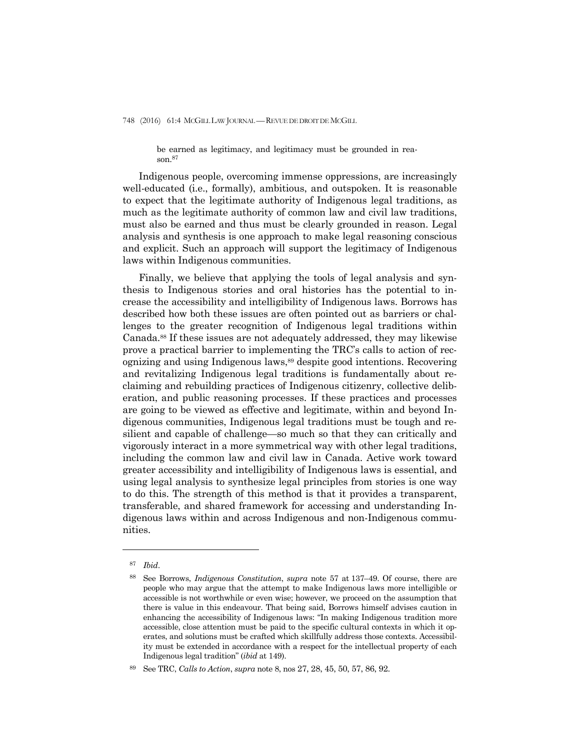> be earned as legitimacy, and legitimacy must be grounded in reason.[87]

Indigenous people, overcoming immense oppressions, are increasingly well-educated (i.e., formally), ambitious, and outspoken. It is reasonable to expect that the legitimate authority of Indigenous legal traditions, as much as the legitimate authority of common law and civil law traditions, must also be earned and thus must be clearly grounded in reason. Legal analysis and synthesis is one approach to make legal reasoning conscious and explicit. Such an approach will support the legitimacy of Indigenous laws within Indigenous communities.

Finally, we believe that applying the tools of legal analysis and synthesis to Indigenous stories and oral histories has the potential to increase the accessibility and intelligibility of Indigenous laws. Borrows has described how both these issues are often pointed out as barriers or challenges to the greater recognition of Indigenous legal traditions within Canada.[88] If these issues are not adequately addressed, they may likewise prove a practical barrier to implementing the TRC's calls to action of recognizing and using Indigenous laws,[89] despite good intentions. Recovering and revitalizing Indigenous legal traditions is fundamentally about reclaiming and rebuilding practices of Indigenous citizenry, collective deliberation, and public reasoning processes. If these practices and processes are going to be viewed as effective and legitimate, within and beyond Indigenous communities, Indigenous legal traditions must be tough and resilient and capable of challenge—so much so that they can critically and vigorously interact in a more symmetrical way with other legal traditions, including the common law and civil law in Canada. Active work toward greater accessibility and intelligibility of Indigenous laws is essential, and using legal analysis to synthesize legal principles from stories is one way to do this. The strength of this method is that it provides a transparent, transferable, and shared framework for accessing and understanding Indigenous laws within and across Indigenous and non-Indigenous communities.

---

[87] *Ibid*.

[88] See Borrows, *Indigenous Constitution*, *supra* note 57 at 137–49. Of course, there are people who may argue that the attempt to make Indigenous laws more intelligible or accessible is not worthwhile or even wise; however, we proceed on the assumption that there is value in this endeavour. That being said, Borrows himself advises caution in enhancing the accessibility of Indigenous laws: "In making Indigenous tradition more accessible, close attention must be paid to the specific cultural contexts in which it operates, and solutions must be crafted which skillfully address those contexts. Accessibility must be extended in accordance with a respect for the intellectual property of each Indigenous legal tradition" (*ibid* at 149).

[89] See TRC, *Calls to Action*, *supra* note 8, nos 27, 28, 45, 50, 57, 86, 92.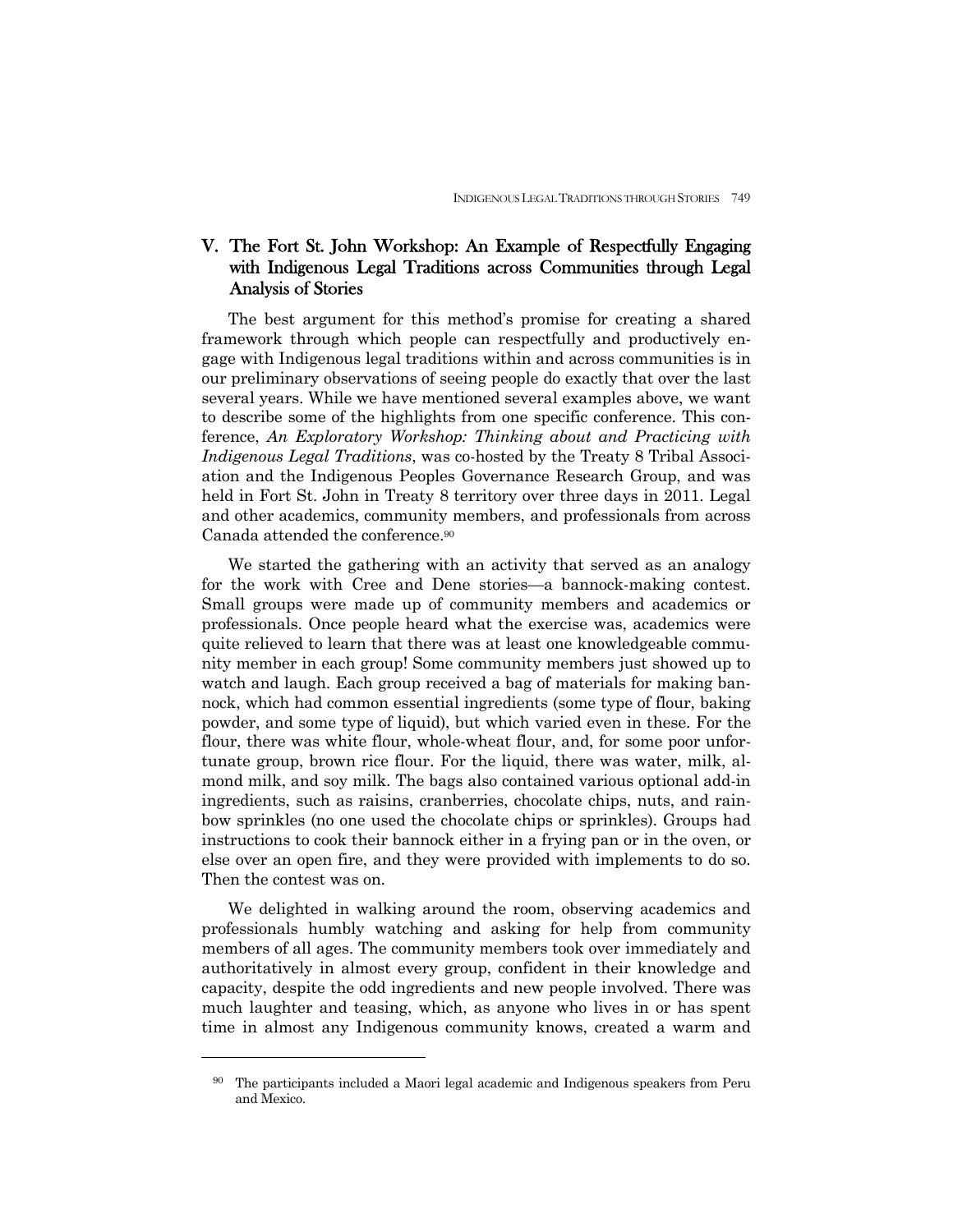## V. The Fort St. John Workshop: An Example of Respectfully Engaging with Indigenous Legal Traditions across Communities through Legal Analysis of Stories

The best argument for this method's promise for creating a shared framework through which people can respectfully and productively engage with Indigenous legal traditions within and across communities is in our preliminary observations of seeing people do exactly that over the last several years. While we have mentioned several examples above, we want to describe some of the highlights from one specific conference. This conference, *An Exploratory Workshop: Thinking about and Practicing with Indigenous Legal Traditions*, was co-hosted by the Treaty 8 Tribal Association and the Indigenous Peoples Governance Research Group, and was held in Fort St. John in Treaty 8 territory over three days in 2011. Legal and other academics, community members, and professionals from across Canada attended the conference.[90]

We started the gathering with an activity that served as an analogy for the work with Cree and Dene stories—a bannock-making contest. Small groups were made up of community members and academics or professionals. Once people heard what the exercise was, academics were quite relieved to learn that there was at least one knowledgeable community member in each group! Some community members just showed up to watch and laugh. Each group received a bag of materials for making bannock, which had common essential ingredients (some type of flour, baking powder, and some type of liquid), but which varied even in these. For the flour, there was white flour, whole-wheat flour, and, for some poor unfortunate group, brown rice flour. For the liquid, there was water, milk, almond milk, and soy milk. The bags also contained various optional add-in ingredients, such as raisins, cranberries, chocolate chips, nuts, and rainbow sprinkles (no one used the chocolate chips or sprinkles). Groups had instructions to cook their bannock either in a frying pan or in the oven, or else over an open fire, and they were provided with implements to do so. Then the contest was on.

We delighted in walking around the room, observing academics and professionals humbly watching and asking for help from community members of all ages. The community members took over immediately and authoritatively in almost every group, confident in their knowledge and capacity, despite the odd ingredients and new people involved. There was much laughter and teasing, which, as anyone who lives in or has spent time in almost any Indigenous community knows, created a warm and

---

[90] The participants included a Maori legal academic and Indigenous speakers from Peru and Mexico.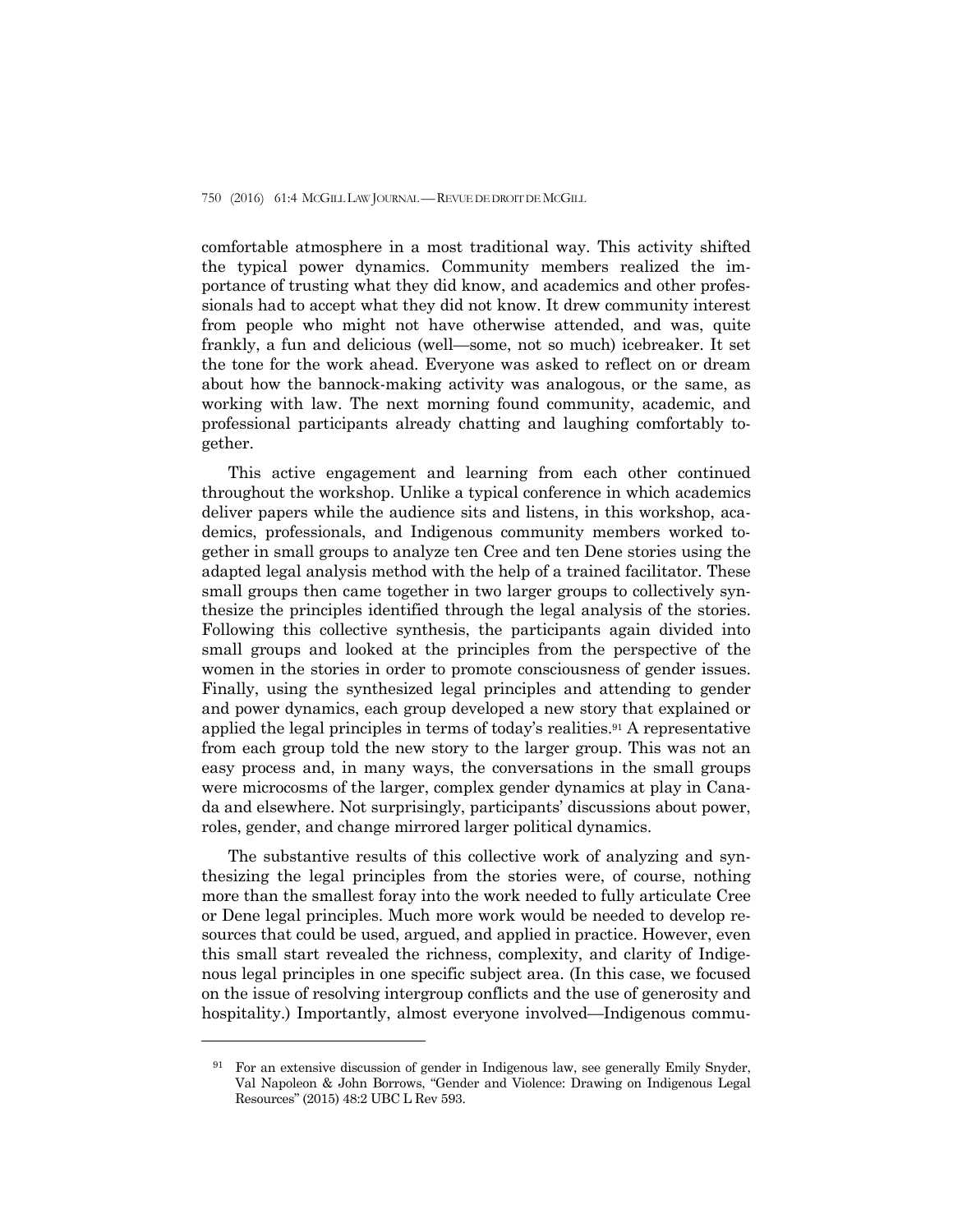comfortable atmosphere in a most traditional way. This activity shifted the typical power dynamics. Community members realized the importance of trusting what they did know, and academics and other professionals had to accept what they did not know. It drew community interest from people who might not have otherwise attended, and was, quite frankly, a fun and delicious (well—some, not so much) icebreaker. It set the tone for the work ahead. Everyone was asked to reflect on or dream about how the bannock-making activity was analogous, or the same, as working with law. The next morning found community, academic, and professional participants already chatting and laughing comfortably together.

This active engagement and learning from each other continued throughout the workshop. Unlike a typical conference in which academics deliver papers while the audience sits and listens, in this workshop, academics, professionals, and Indigenous community members worked together in small groups to analyze ten Cree and ten Dene stories using the adapted legal analysis method with the help of a trained facilitator. These small groups then came together in two larger groups to collectively synthesize the principles identified through the legal analysis of the stories. Following this collective synthesis, the participants again divided into small groups and looked at the principles from the perspective of the women in the stories in order to promote consciousness of gender issues. Finally, using the synthesized legal principles and attending to gender and power dynamics, each group developed a new story that explained or applied the legal principles in terms of today's realities.[91] A representative from each group told the new story to the larger group. This was not an easy process and, in many ways, the conversations in the small groups were microcosms of the larger, complex gender dynamics at play in Canada and elsewhere. Not surprisingly, participants' discussions about power, roles, gender, and change mirrored larger political dynamics.

The substantive results of this collective work of analyzing and synthesizing the legal principles from the stories were, of course, nothing more than the smallest foray into the work needed to fully articulate Cree or Dene legal principles. Much more work would be needed to develop resources that could be used, argued, and applied in practice. However, even this small start revealed the richness, complexity, and clarity of Indigenous legal principles in one specific subject area. (In this case, we focused on the issue of resolving intergroup conflicts and the use of generosity and hospitality.) Importantly, almost everyone involved—Indigenous commu-

---

[91] For an extensive discussion of gender in Indigenous law, see generally Emily Snyder, Val Napoleon & John Borrows, "Gender and Violence: Drawing on Indigenous Legal Resources" (2015) 48:2 UBC L Rev 593.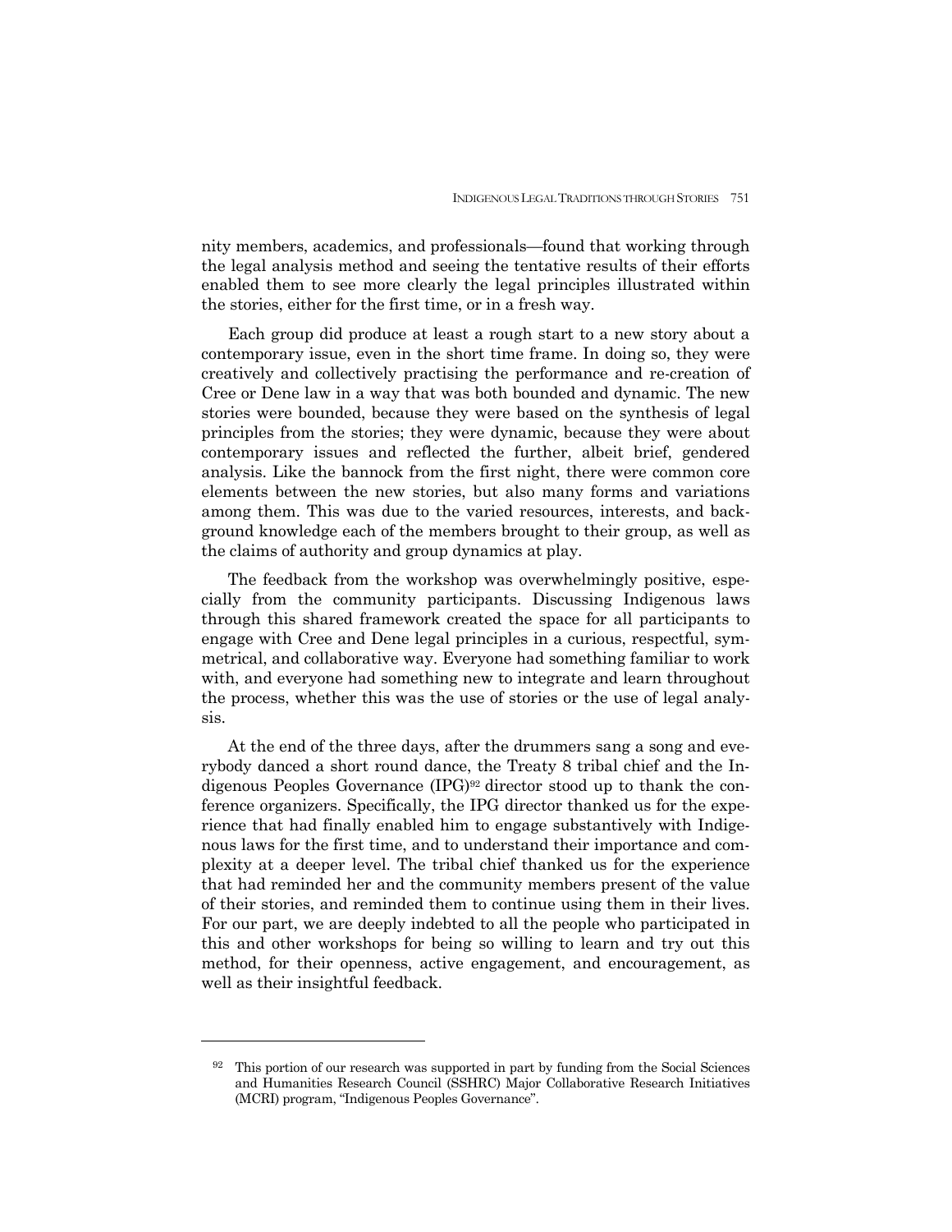nity members, academics, and professionals—found that working through the legal analysis method and seeing the tentative results of their efforts enabled them to see more clearly the legal principles illustrated within the stories, either for the first time, or in a fresh way.

Each group did produce at least a rough start to a new story about a contemporary issue, even in the short time frame. In doing so, they were creatively and collectively practising the performance and re-creation of Cree or Dene law in a way that was both bounded and dynamic. The new stories were bounded, because they were based on the synthesis of legal principles from the stories; they were dynamic, because they were about contemporary issues and reflected the further, albeit brief, gendered analysis. Like the bannock from the first night, there were common core elements between the new stories, but also many forms and variations among them. This was due to the varied resources, interests, and background knowledge each of the members brought to their group, as well as the claims of authority and group dynamics at play.

The feedback from the workshop was overwhelmingly positive, especially from the community participants. Discussing Indigenous laws through this shared framework created the space for all participants to engage with Cree and Dene legal principles in a curious, respectful, symmetrical, and collaborative way. Everyone had something familiar to work with, and everyone had something new to integrate and learn throughout the process, whether this was the use of stories or the use of legal analysis.

At the end of the three days, after the drummers sang a song and everybody danced a short round dance, the Treaty 8 tribal chief and the Indigenous Peoples Governance (IPG)[92] director stood up to thank the conference organizers. Specifically, the IPG director thanked us for the experience that had finally enabled him to engage substantively with Indigenous laws for the first time, and to understand their importance and complexity at a deeper level. The tribal chief thanked us for the experience that had reminded her and the community members present of the value of their stories, and reminded them to continue using them in their lives. For our part, we are deeply indebted to all the people who participated in this and other workshops for being so willing to learn and try out this method, for their openness, active engagement, and encouragement, as well as their insightful feedback.

---

[92] This portion of our research was supported in part by funding from the Social Sciences and Humanities Research Council (SSHRC) Major Collaborative Research Initiatives (MCRI) program, "Indigenous Peoples Governance".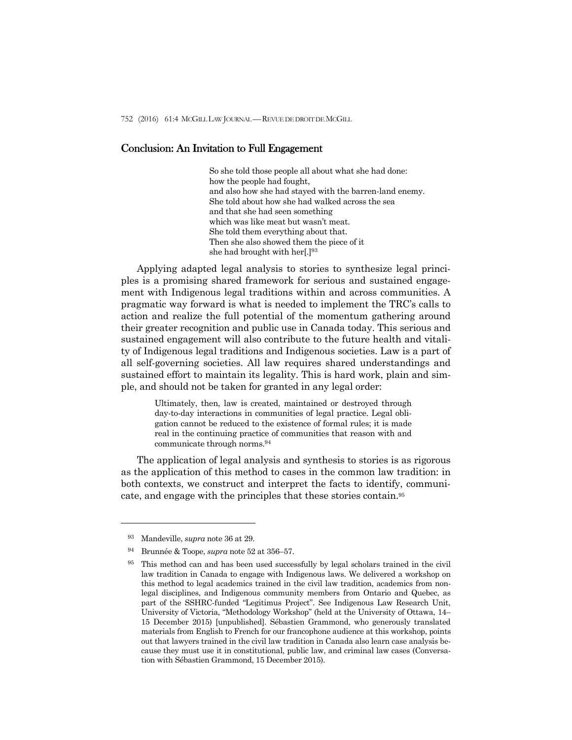## Conclusion: An Invitation to Full Engagement

> So she told those people all about what she had done:
> how the people had fought,
> and also how she had stayed with the barren-land enemy.
> She told about how she had walked across the sea
> and that she had seen something
> which was like meat but wasn't meat.
> She told them everything about that.
> Then she also showed them the piece of it
> she had brought with her[.][93]

Applying adapted legal analysis to stories to synthesize legal principles is a promising shared framework for serious and sustained engagement with Indigenous legal traditions within and across communities. A pragmatic way forward is what is needed to implement the TRC's calls to action and realize the full potential of the momentum gathering around their greater recognition and public use in Canada today. This serious and sustained engagement will also contribute to the future health and vitality of Indigenous legal traditions and Indigenous societies. Law is a part of all self-governing societies. All law requires shared understandings and sustained effort to maintain its legality. This is hard work, plain and simple, and should not be taken for granted in any legal order:

> Ultimately, then, law is created, maintained or destroyed through day-to-day interactions in communities of legal practice. Legal obligation cannot be reduced to the existence of formal rules; it is made real in the continuing practice of communities that reason with and communicate through norms.[94]

The application of legal analysis and synthesis to stories is as rigorous as the application of this method to cases in the common law tradition: in both contexts, we construct and interpret the facts to identify, communicate, and engage with the principles that these stories contain.[95]

---

[93] Mandeville, *supra* note 36 at 29.

[94] Brunnée & Toope, *supra* note 52 at 356–57.

[95] This method can and has been used successfully by legal scholars trained in the civil law tradition in Canada to engage with Indigenous laws. We delivered a workshop on this method to legal academics trained in the civil law tradition, academics from non-legal disciplines, and Indigenous community members from Ontario and Quebec, as part of the SSHRC-funded "Legitimus Project". See Indigenous Law Research Unit, University of Victoria, "Methodology Workshop" (held at the University of Ottawa, 14–15 December 2015) [unpublished]. Sébastien Grammond, who generously translated materials from English to French for our francophone audience at this workshop, points out that lawyers trained in the civil law tradition in Canada also learn case analysis because they must use it in constitutional, public law, and criminal law cases (Conversation with Sébastien Grammond, 15 December 2015).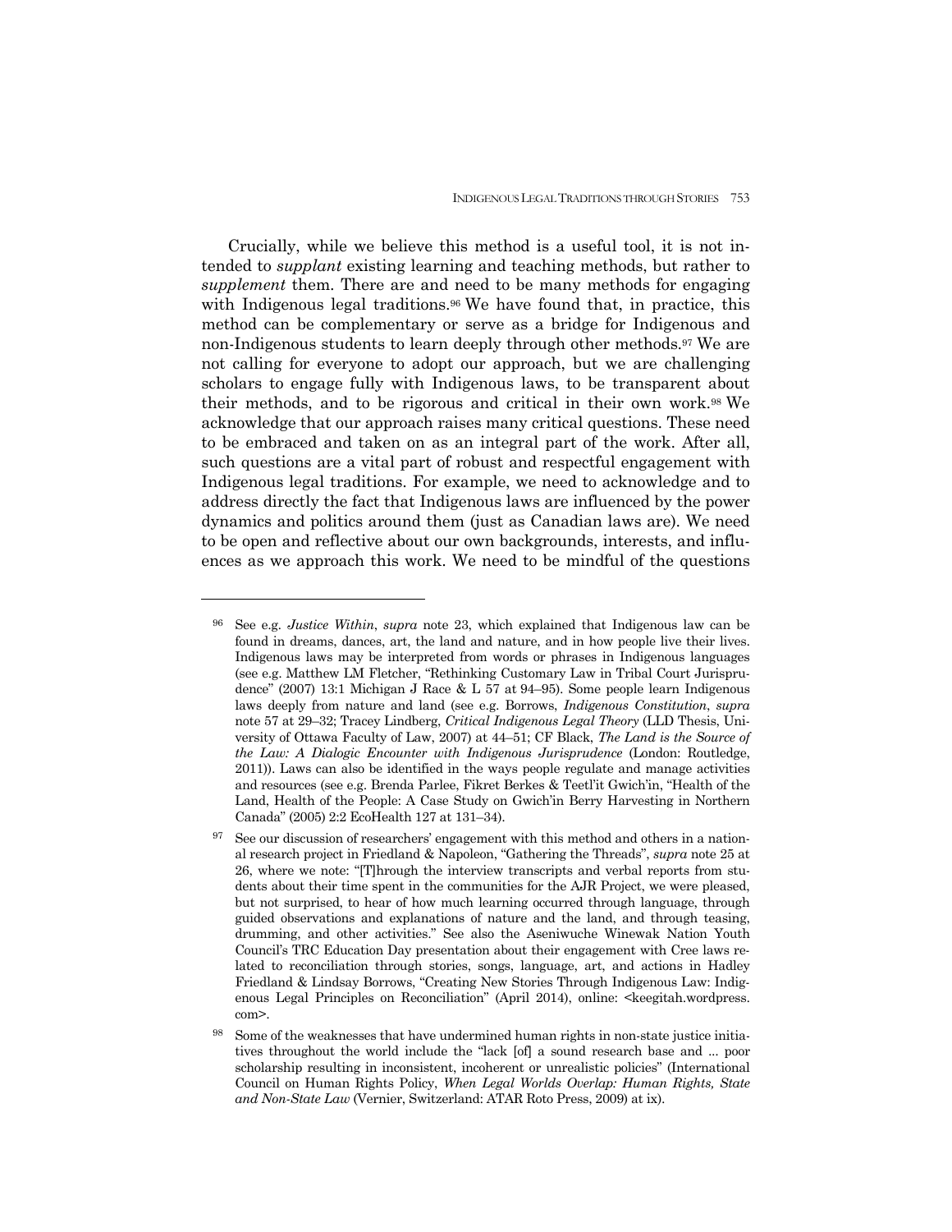Crucially, while we believe this method is a useful tool, it is not intended to *supplant* existing learning and teaching methods, but rather to *supplement* them. There are and need to be many methods for engaging with Indigenous legal traditions.[96] We have found that, in practice, this method can be complementary or serve as a bridge for Indigenous and non-Indigenous students to learn deeply through other methods.[97] We are not calling for everyone to adopt our approach, but we are challenging scholars to engage fully with Indigenous laws, to be transparent about their methods, and to be rigorous and critical in their own work.[98] We acknowledge that our approach raises many critical questions. These need to be embraced and taken on as an integral part of the work. After all, such questions are a vital part of robust and respectful engagement with Indigenous legal traditions. For example, we need to acknowledge and to address directly the fact that Indigenous laws are influenced by the power dynamics and politics around them (just as Canadian laws are). We need to be open and reflective about our own backgrounds, interests, and influences as we approach this work. We need to be mindful of the questions

---

[96] See e.g. *Justice Within*, *supra* note 23, which explained that Indigenous law can be found in dreams, dances, art, the land and nature, and in how people live their lives. Indigenous laws may be interpreted from words or phrases in Indigenous languages (see e.g. Matthew LM Fletcher, "Rethinking Customary Law in Tribal Court Jurisprudence" (2007) 13:1 Michigan J Race & L 57 at 94–95). Some people learn Indigenous laws deeply from nature and land (see e.g. Borrows, *Indigenous Constitution*, *supra* note 57 at 29–32; Tracey Lindberg, *Critical Indigenous Legal Theory* (LLD Thesis, University of Ottawa Faculty of Law, 2007) at 44–51; CF Black, *The Land is the Source of the Law: A Dialogic Encounter with Indigenous Jurisprudence* (London: Routledge, 2011)). Laws can also be identified in the ways people regulate and manage activities and resources (see e.g. Brenda Parlee, Fikret Berkes & Teetl'it Gwich'in, "Health of the Land, Health of the People: A Case Study on Gwich'in Berry Harvesting in Northern Canada" (2005) 2:2 EcoHealth 127 at 131–34).

[97] See our discussion of researchers' engagement with this method and others in a national research project in Friedland & Napoleon, "Gathering the Threads", *supra* note 25 at 26, where we note: "[T]hrough the interview transcripts and verbal reports from students about their time spent in the communities for the AJR Project, we were pleased, but not surprised, to hear of how much learning occurred through language, through guided observations and explanations of nature and the land, and through teasing, drumming, and other activities." See also the Aseniwuche Winewak Nation Youth Council's TRC Education Day presentation about their engagement with Cree laws related to reconciliation through stories, songs, language, art, and actions in Hadley Friedland & Lindsay Borrows, "Creating New Stories Through Indigenous Law: Indigenous Legal Principles on Reconciliation" (April 2014), online: <keegitah.wordpress.com>.

[98] Some of the weaknesses that have undermined human rights in non-state justice initiatives throughout the world include the "lack [of] a sound research base and ... poor scholarship resulting in inconsistent, incoherent or unrealistic policies" (International Council on Human Rights Policy, *When Legal Worlds Overlap: Human Rights, State and Non-State Law* (Vernier, Switzerland: ATAR Roto Press, 2009) at ix).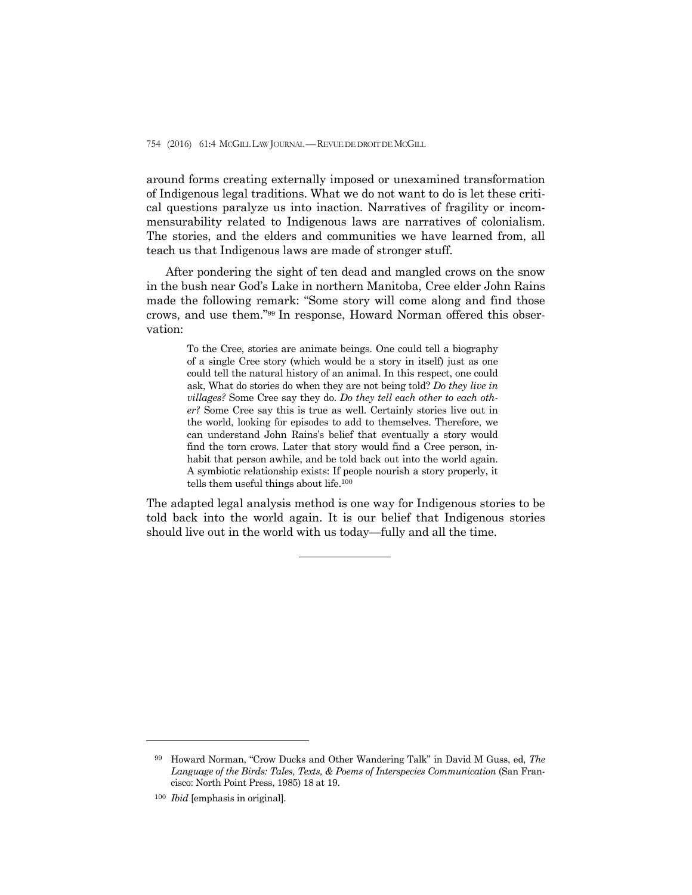around forms creating externally imposed or unexamined transformation of Indigenous legal traditions. What we do not want to do is let these critical questions paralyze us into inaction. Narratives of fragility or incommensurability related to Indigenous laws are narratives of colonialism. The stories, and the elders and communities we have learned from, all teach us that Indigenous laws are made of stronger stuff.

After pondering the sight of ten dead and mangled crows on the snow in the bush near God's Lake in northern Manitoba, Cree elder John Rains made the following remark: "Some story will come along and find those crows, and use them."[99] In response, Howard Norman offered this observation:

> To the Cree, stories are animate beings. One could tell a biography of a single Cree story (which would be a story in itself) just as one could tell the natural history of an animal. In this respect, one could ask, What do stories do when they are not being told? *Do they live in villages?* Some Cree say they do. *Do they tell each other to each other?* Some Cree say this is true as well. Certainly stories live out in the world, looking for episodes to add to themselves. Therefore, we can understand John Rains's belief that eventually a story would find the torn crows. Later that story would find a Cree person, inhabit that person awhile, and be told back out into the world again. A symbiotic relationship exists: If people nourish a story properly, it tells them useful things about life.[100]

The adapted legal analysis method is one way for Indigenous stories to be told back into the world again. It is our belief that Indigenous stories should live out in the world with us today—fully and all the time.

---

[99] Howard Norman, "Crow Ducks and Other Wandering Talk" in David M Guss, ed, *The Language of the Birds: Tales, Texts, & Poems of Interspecies Communication* (San Francisco: North Point Press, 1985) 18 at 19.

[100] *Ibid* [emphasis in original].